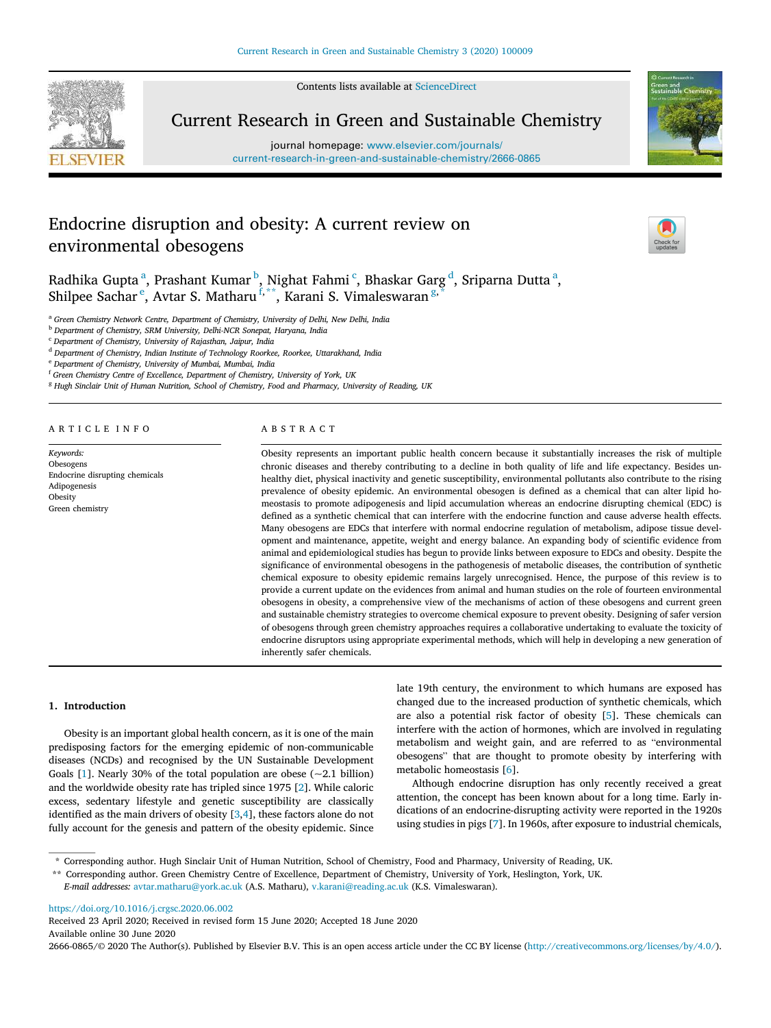# Endocrine disruption and obesity: A current review on environmental obesogens

Radhika Gupta [a], Prashant Kumar [b], Nighat Fahmi [c], Bhaskar Garg [d], Sriparna Dutta [a], Shilpee Sachar [e], Avtar S. Matharu [f,**], Karani S. Vimaleswaran [g,*]

[a] Green Chemistry Network Centre, Department of Chemistry, University of Delhi, New Delhi, India
[b] Department of Chemistry, SRM University, Delhi-NCR Sonepat, Haryana, India
[c] Department of Chemistry, University of Rajasthan, Jaipur, India
[d] Department of Chemistry, Indian Institute of Technology Roorkee, Roorkee, Uttarakhand, India
[e] Department of Chemistry, University of Mumbai, Mumbai, India
[f] Green Chemistry Centre of Excellence, Department of Chemistry, University of York, UK
[g] Hugh Sinclair Unit of Human Nutrition, School of Chemistry, Food and Pharmacy, University of Reading, UK

## ARTICLE INFO

*Keywords:*
Obesogens
Endocrine disrupting chemicals
Adipogenesis
Obesity
Green chemistry

## ABSTRACT

Obesity represents an important public health concern because it substantially increases the risk of multiple chronic diseases and thereby contributing to a decline in both quality of life and life expectancy. Besides unhealthy diet, physical inactivity and genetic susceptibility, environmental pollutants also contribute to the rising prevalence of obesity epidemic. An environmental obesogen is defined as a chemical that can alter lipid homeostasis to promote adipogenesis and lipid accumulation whereas an endocrine disrupting chemical (EDC) is defined as a synthetic chemical that can interfere with the endocrine function and cause adverse health effects. Many obesogens are EDCs that interfere with normal endocrine regulation of metabolism, adipose tissue development and maintenance, appetite, weight and energy balance. An expanding body of scientific evidence from animal and epidemiological studies has begun to provide links between exposure to EDCs and obesity. Despite the significance of environmental obesogens in the pathogenesis of metabolic diseases, the contribution of synthetic chemical exposure to obesity epidemic remains largely unrecognised. Hence, the purpose of this review is to provide a current update on the evidences from animal and human studies on the role of fourteen environmental obesogens in obesity, a comprehensive view of the mechanisms of action of these obesogens and current green and sustainable chemistry strategies to overcome chemical exposure to prevent obesity. Designing of safer version of obesogens through green chemistry approaches requires a collaborative undertaking to evaluate the toxicity of endocrine disruptors using appropriate experimental methods, which will help in developing a new generation of inherently safer chemicals.

## 1. Introduction

Obesity is an important global health concern, as it is one of the main predisposing factors for the emerging epidemic of non-communicable diseases (NCDs) and recognised by the UN Sustainable Development Goals [1]. Nearly 30% of the total population are obese (~2.1 billion) and the worldwide obesity rate has tripled since 1975 [2]. While caloric excess, sedentary lifestyle and genetic susceptibility are classically identified as the main drivers of obesity [3,4], these factors alone do not fully account for the genesis and pattern of the obesity epidemic. Since late 19th century, the environment to which humans are exposed has changed due to the increased production of synthetic chemicals, which are also a potential risk factor of obesity [5]. These chemicals can interfere with the action of hormones, which are involved in regulating metabolism and weight gain, and are referred to as "environmental obesogens" that are thought to promote obesity by interfering with metabolic homeostasis [6].

Although endocrine disruption has only recently received a great attention, the concept has been known about for a long time. Early indications of an endocrine-disrupting activity were reported in the 1920s using studies in pigs [7]. In 1960s, after exposure to industrial chemicals,

\* Corresponding author. Hugh Sinclair Unit of Human Nutrition, School of Chemistry, Food and Pharmacy, University of Reading, UK.
\*\* Corresponding author. Green Chemistry Centre of Excellence, Department of Chemistry, University of York, Heslington, York, UK.
*E-mail addresses:* avtar.matharu@york.ac.uk (A.S. Matharu), v.karani@reading.ac.uk (K.S. Vimaleswaran).

https://doi.org/10.1016/j.crgsc.2020.06.002
Received 23 April 2020; Received in revised form 15 June 2020; Accepted 18 June 2020
Available online 30 June 2020
2666-0865/© 2020 The Author(s). Published by Elsevier B.V. This is an open access article under the CC BY license (http://creativecommons.org/licenses/by/4.0/).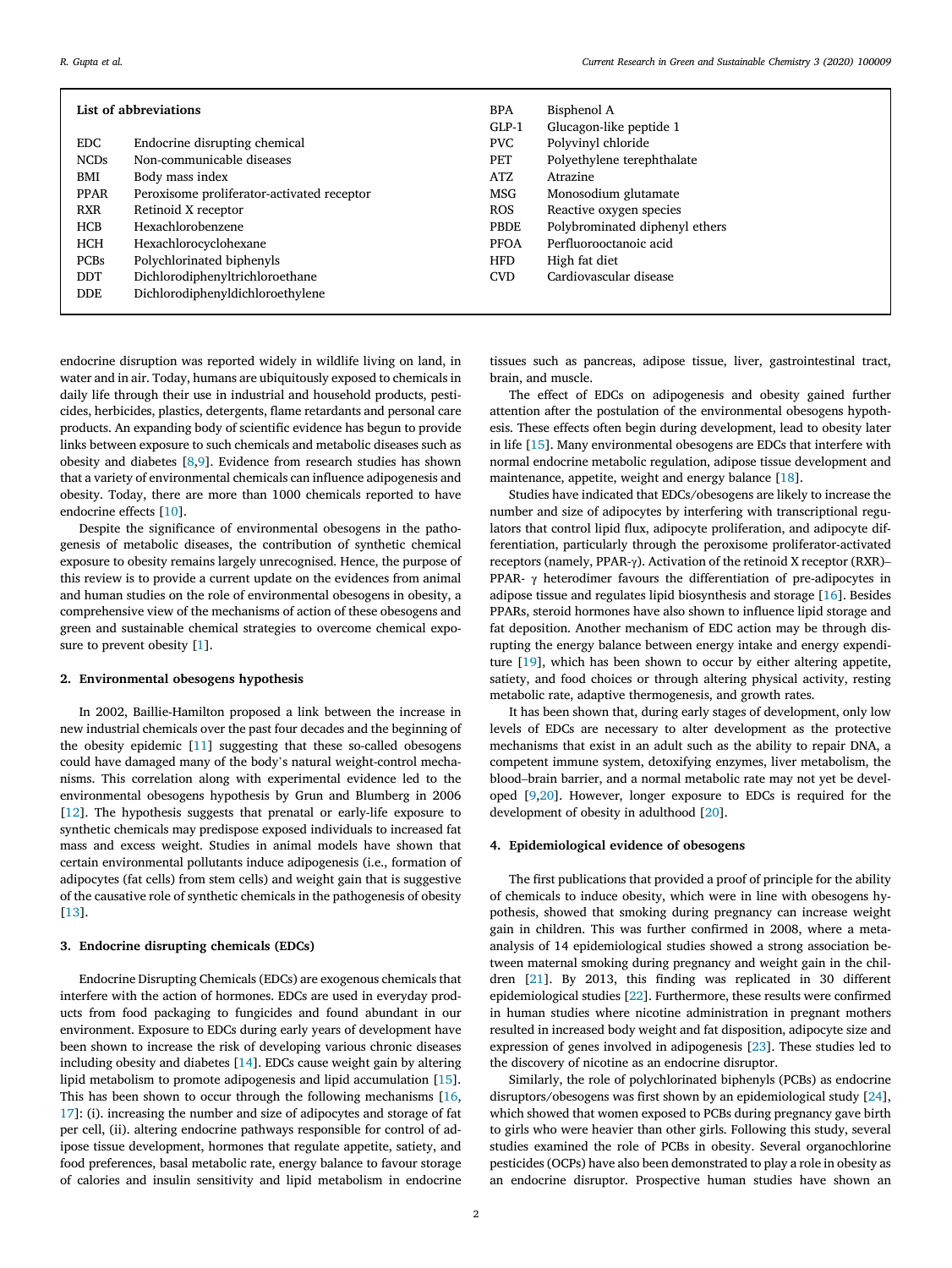**List of abbreviations**

| | |
|---|---|
| EDC | Endocrine disrupting chemical |
| NCDs | Non-communicable diseases |
| BMI | Body mass index |
| PPAR | Peroxisome proliferator-activated receptor |
| RXR | Retinoid X receptor |
| HCB | Hexachlorobenzene |
| HCH | Hexachlorocyclohexane |
| PCBs | Polychlorinated biphenyls |
| DDT | Dichlorodiphenyltrichloroethane |
| DDE | Dichlorodiphenyldichloroethylene |
| BPA | Bisphenol A |
| GLP-1 | Glucagon-like peptide 1 |
| PVC | Polyvinyl chloride |
| PET | Polyethylene terephthalate |
| ATZ | Atrazine |
| MSG | Monosodium glutamate |
| ROS | Reactive oxygen species |
| PBDE | Polybrominated diphenyl ethers |
| PFOA | Perfluorooctanoic acid |
| HFD | High fat diet |
| CVD | Cardiovascular disease |

endocrine disruption was reported widely in wildlife living on land, in water and in air. Today, humans are ubiquitously exposed to chemicals in daily life through their use in industrial and household products, pesticides, herbicides, plastics, detergents, flame retardants and personal care products. An expanding body of scientific evidence has begun to provide links between exposure to such chemicals and metabolic diseases such as obesity and diabetes [8,9]. Evidence from research studies has shown that a variety of environmental chemicals can influence adipogenesis and obesity. Today, there are more than 1000 chemicals reported to have endocrine effects [10].

Despite the significance of environmental obesogens in the pathogenesis of metabolic diseases, the contribution of synthetic chemical exposure to obesity remains largely unrecognised. Hence, the purpose of this review is to provide a current update on the evidences from animal and human studies on the role of environmental obesogens in obesity, a comprehensive view of the mechanisms of action of these obesogens and green and sustainable chemical strategies to overcome chemical exposure to prevent obesity [1].

## 2. Environmental obesogens hypothesis

In 2002, Baillie-Hamilton proposed a link between the increase in new industrial chemicals over the past four decades and the beginning of the obesity epidemic [11] suggesting that these so-called obesogens could have damaged many of the body's natural weight-control mechanisms. This correlation along with experimental evidence led to the environmental obesogens hypothesis by Grun and Blumberg in 2006 [12]. The hypothesis suggests that prenatal or early-life exposure to synthetic chemicals may predispose exposed individuals to increased fat mass and excess weight. Studies in animal models have shown that certain environmental pollutants induce adipogenesis (i.e., formation of adipocytes (fat cells) from stem cells) and weight gain that is suggestive of the causative role of synthetic chemicals in the pathogenesis of obesity [13].

## 3. Endocrine disrupting chemicals (EDCs)

Endocrine Disrupting Chemicals (EDCs) are exogenous chemicals that interfere with the action of hormones. EDCs are used in everyday products from food packaging to fungicides and found abundant in our environment. Exposure to EDCs during early years of development have been shown to increase the risk of developing various chronic diseases including obesity and diabetes [14]. EDCs cause weight gain by altering lipid metabolism to promote adipogenesis and lipid accumulation [15]. This has been shown to occur through the following mechanisms [16,17]: (i). increasing the number and size of adipocytes and storage of fat per cell, (ii). altering endocrine pathways responsible for control of adipose tissue development, hormones that regulate appetite, satiety, and food preferences, basal metabolic rate, energy balance to favour storage of calories and insulin sensitivity and lipid metabolism in endocrine tissues such as pancreas, adipose tissue, liver, gastrointestinal tract, brain, and muscle.

The effect of EDCs on adipogenesis and obesity gained further attention after the postulation of the environmental obesogens hypothesis. These effects often begin during development, lead to obesity later in life [15]. Many environmental obesogens are EDCs that interfere with normal endocrine metabolic regulation, adipose tissue development and maintenance, appetite, weight and energy balance [18].

Studies have indicated that EDCs/obesogens are likely to increase the number and size of adipocytes by interfering with transcriptional regulators that control lipid flux, adipocyte proliferation, and adipocyte differentiation, particularly through the peroxisome proliferator-activated receptors (namely, PPAR-γ). Activation of the retinoid X receptor (RXR)–PPAR- γ heterodimer favours the differentiation of pre-adipocytes in adipose tissue and regulates lipid biosynthesis and storage [16]. Besides PPARs, steroid hormones have also shown to influence lipid storage and fat deposition. Another mechanism of EDC action may be through disrupting the energy balance between energy intake and energy expenditure [19], which has been shown to occur by either altering appetite, satiety, and food choices or through altering physical activity, resting metabolic rate, adaptive thermogenesis, and growth rates.

It has been shown that, during early stages of development, only low levels of EDCs are necessary to alter development as the protective mechanisms that exist in an adult such as the ability to repair DNA, a competent immune system, detoxifying enzymes, liver metabolism, the blood–brain barrier, and a normal metabolic rate may not yet be developed [9,20]. However, longer exposure to EDCs is required for the development of obesity in adulthood [20].

## 4. Epidemiological evidence of obesogens

The first publications that provided a proof of principle for the ability of chemicals to induce obesity, which were in line with obesogens hypothesis, showed that smoking during pregnancy can increase weight gain in children. This was further confirmed in 2008, where a meta-analysis of 14 epidemiological studies showed a strong association between maternal smoking during pregnancy and weight gain in the children [21]. By 2013, this finding was replicated in 30 different epidemiological studies [22]. Furthermore, these results were confirmed in human studies where nicotine administration in pregnant mothers resulted in increased body weight and fat disposition, adipocyte size and expression of genes involved in adipogenesis [23]. These studies led to the discovery of nicotine as an endocrine disruptor.

Similarly, the role of polychlorinated biphenyls (PCBs) as endocrine disruptors/obesogens was first shown by an epidemiological study [24], which showed that women exposed to PCBs during pregnancy gave birth to girls who were heavier than other girls. Following this study, several studies examined the role of PCBs in obesity. Several organochlorine pesticides (OCPs) have also been demonstrated to play a role in obesity as an endocrine disruptor. Prospective human studies have shown an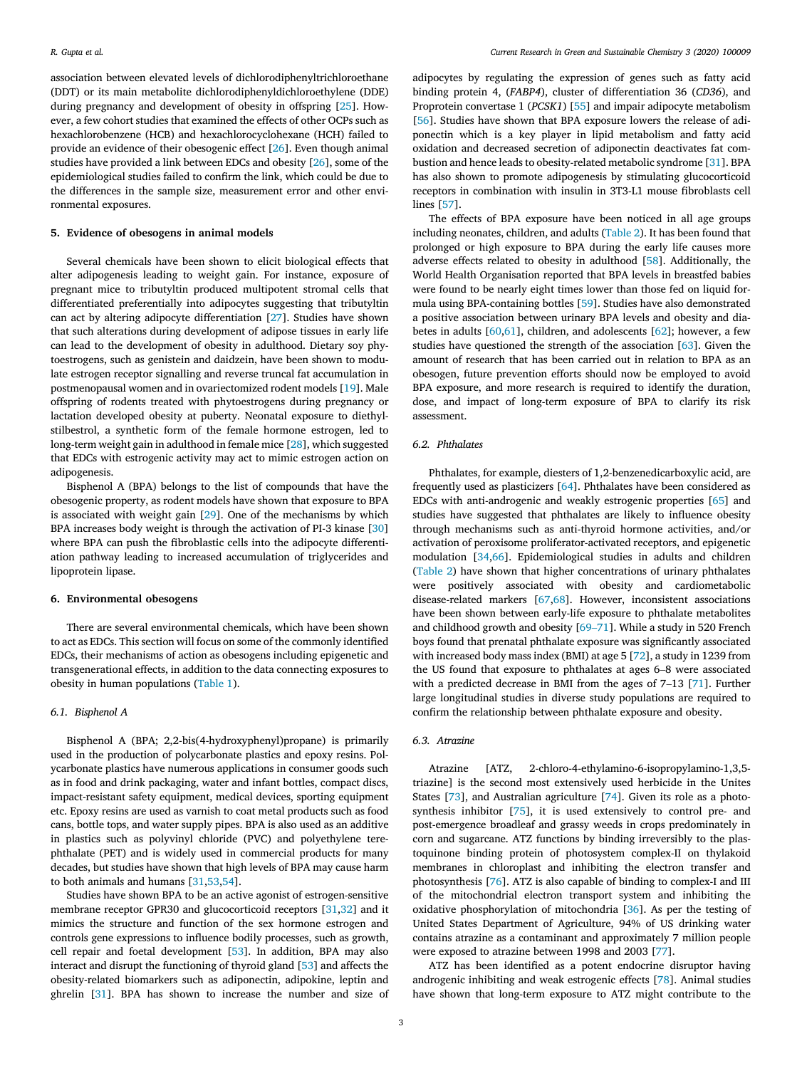association between elevated levels of dichlorodiphenyltrichloroethane (DDT) or its main metabolite dichlorodiphenyldichloroethylene (DDE) during pregnancy and development of obesity in offspring [25]. However, a few cohort studies that examined the effects of other OCPs such as hexachlorobenzene (HCB) and hexachlorocyclohexane (HCH) failed to provide an evidence of their obesogenic effect [26]. Even though animal studies have provided a link between EDCs and obesity [26], some of the epidemiological studies failed to confirm the link, which could be due to the differences in the sample size, measurement error and other environmental exposures.

## 5. Evidence of obesogens in animal models

Several chemicals have been shown to elicit biological effects that alter adipogenesis leading to weight gain. For instance, exposure of pregnant mice to tributyltin produced multipotent stromal cells that differentiated preferentially into adipocytes suggesting that tributyltin can act by altering adipocyte differentiation [27]. Studies have shown that such alterations during development of adipose tissues in early life can lead to the development of obesity in adulthood. Dietary soy phytoestrogens, such as genistein and daidzein, have been shown to modulate estrogen receptor signalling and reverse truncal fat accumulation in postmenopausal women and in ovariectomized rodent models [19]. Male offspring of rodents treated with phytoestrogens during pregnancy or lactation developed obesity at puberty. Neonatal exposure to diethylstilbestrol, a synthetic form of the female hormone estrogen, led to long-term weight gain in adulthood in female mice [28], which suggested that EDCs with estrogenic activity may act to mimic estrogen action on adipogenesis.

Bisphenol A (BPA) belongs to the list of compounds that have the obesogenic property, as rodent models have shown that exposure to BPA is associated with weight gain [29]. One of the mechanisms by which BPA increases body weight is through the activation of PI-3 kinase [30] where BPA can push the fibroblastic cells into the adipocyte differentiation pathway leading to increased accumulation of triglycerides and lipoprotein lipase.

## 6. Environmental obesogens

There are several environmental chemicals, which have been shown to act as EDCs. This section will focus on some of the commonly identified EDCs, their mechanisms of action as obesogens including epigenetic and transgenerational effects, in addition to the data connecting exposures to obesity in human populations (Table 1).

### 6.1. Bisphenol A

Bisphenol A (BPA; 2,2-bis(4-hydroxyphenyl)propane) is primarily used in the production of polycarbonate plastics and epoxy resins. Polycarbonate plastics have numerous applications in consumer goods such as in food and drink packaging, water and infant bottles, compact discs, impact-resistant safety equipment, medical devices, sporting equipment etc. Epoxy resins are used as varnish to coat metal products such as food cans, bottle tops, and water supply pipes. BPA is also used as an additive in plastics such as polyvinyl chloride (PVC) and polyethylene terephthalate (PET) and is widely used in commercial products for many decades, but studies have shown that high levels of BPA may cause harm to both animals and humans [31,53,54].

Studies have shown BPA to be an active agonist of estrogen-sensitive membrane receptor GPR30 and glucocorticoid receptors [31,32] and it mimics the structure and function of the sex hormone estrogen and controls gene expressions to influence bodily processes, such as growth, cell repair and foetal development [53]. In addition, BPA may also interact and disrupt the functioning of thyroid gland [53] and affects the obesity-related biomarkers such as adiponectin, adipokine, leptin and ghrelin [31]. BPA has shown to increase the number and size of adipocytes by regulating the expression of genes such as fatty acid binding protein 4, (*FABP4*), cluster of differentiation 36 (*CD36*), and Proprotein convertase 1 (*PCSK1*) [55] and impair adipocyte metabolism [56]. Studies have shown that BPA exposure lowers the release of adiponectin which is a key player in lipid metabolism and fatty acid oxidation and decreased secretion of adiponectin deactivates fat combustion and hence leads to obesity-related metabolic syndrome [31]. BPA has also shown to promote adipogenesis by stimulating glucocorticoid receptors in combination with insulin in 3T3-L1 mouse fibroblasts cell lines [57].

The effects of BPA exposure have been noticed in all age groups including neonates, children, and adults (Table 2). It has been found that prolonged or high exposure to BPA during the early life causes more adverse effects related to obesity in adulthood [58]. Additionally, the World Health Organisation reported that BPA levels in breastfed babies were found to be nearly eight times lower than those fed on liquid formula using BPA-containing bottles [59]. Studies have also demonstrated a positive association between urinary BPA levels and obesity and diabetes in adults [60,61], children, and adolescents [62]; however, a few studies have questioned the strength of the association [63]. Given the amount of research that has been carried out in relation to BPA as an obesogen, future prevention efforts should now be employed to avoid BPA exposure, and more research is required to identify the duration, dose, and impact of long-term exposure of BPA to clarify its risk assessment.

### 6.2. Phthalates

Phthalates, for example, diesters of 1,2-benzenedicarboxylic acid, are frequently used as plasticizers [64]. Phthalates have been considered as EDCs with anti-androgenic and weakly estrogenic properties [65] and studies have suggested that phthalates are likely to influence obesity through mechanisms such as anti-thyroid hormone activities, and/or activation of peroxisome proliferator-activated receptors, and epigenetic modulation [34,66]. Epidemiological studies in adults and children (Table 2) have shown that higher concentrations of urinary phthalates were positively associated with obesity and cardiometabolic disease-related markers [67,68]. However, inconsistent associations have been shown between early-life exposure to phthalate metabolites and childhood growth and obesity [69–71]. While a study in 520 French boys found that prenatal phthalate exposure was significantly associated with increased body mass index (BMI) at age 5 [72], a study in 1239 from the US found that exposure to phthalates at ages 6–8 were associated with a predicted decrease in BMI from the ages of 7–13 [71]. Further large longitudinal studies in diverse study populations are required to confirm the relationship between phthalate exposure and obesity.

### 6.3. Atrazine

Atrazine [ATZ, 2-chloro-4-ethylamino-6-isopropylamino-1,3,5-triazine] is the second most extensively used herbicide in the United States [73], and Australian agriculture [74]. Given its role as a photosynthesis inhibitor [75], it is used extensively to control pre- and post-emergence broadleaf and grassy weeds in crops predominately in corn and sugarcane. ATZ functions by binding irreversibly to the plastoquinone binding protein of photosystem complex-II on thylakoid membranes in chloroplast and inhibiting the electron transfer and photosynthesis [76]. ATZ is also capable of binding to complex-I and III of the mitochondrial electron transport system and inhibiting the oxidative phosphorylation of mitochondria [36]. As per the testing of United States Department of Agriculture, 94% of US drinking water contains atrazine as a contaminant and approximately 7 million people were exposed to atrazine between 1998 and 2003 [77].

ATZ has been identified as a potent endocrine disruptor having androgenic inhibiting and weak estrogenic effects [78]. Animal studies have shown that long-term exposure to ATZ might contribute to the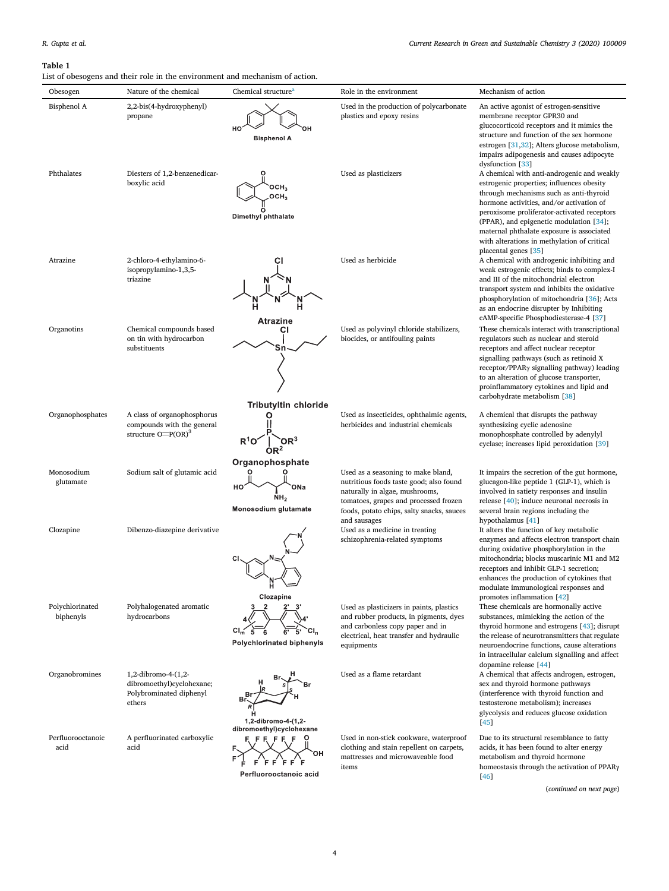**Table 1**
List of obesogens and their role in the environment and mechanism of action.

| Obesogen | Nature of the chemical | Chemical structure[a] | Role in the environment | Mechanism of action |
|---|---|---|---|---|
| Bisphenol A | 2,2-bis(4-hydroxyphenyl) propane | Bisphenol A | Used in the production of polycarbonate plastics and epoxy resins | An active agonist of estrogen-sensitive membrane receptor GPR30 and glucocorticoid receptors and it mimics the structure and function of the sex hormone estrogen [31,32]; Alters glucose metabolism, impairs adipogenesis and causes adipocyte dysfunction [33] |
| Phthalates | Diesters of 1,2-benzenedicarboxylic acid | Dimethyl phthalate | Used as plasticizers | A chemical with anti-androgenic and weakly estrogenic properties; influences obesity through mechanisms such as anti-thyroid hormone activities, and/or activation of peroxisome proliferator-activated receptors (PPAR), and epigenetic modulation [34]; maternal phthalate exposure is associated with alterations in methylation of critical placental genes [35] |
| Atrazine | 2-chloro-4-ethylamino-6-isopropylamino-1,3,5-triazine | Atrazine | Used as herbicide | A chemical with androgenic inhibiting and weak estrogenic effects; binds to complex-I and III of the mitochondrial electron transport system and inhibits the oxidative phosphorylation of mitochondria [36]; Acts as an endocrine disrupter by Inhibiting cAMP-specific Phosphodiesterase-4 [37] |
| Organotins | Chemical compounds based on tin with hydrocarbon substituents | Tributyltin chloride | Used as polyvinyl chloride stabilizers, biocides, or antifouling paints | These chemicals interact with transcriptional regulators such as nuclear and steroid receptors and affect nuclear receptor signalling pathways (such as retinoid X receptor/PPARγ signalling pathway) leading to an alteration of glucose transporter, proinflammatory cytokines and lipid and carbohydrate metabolism [38] |
| Organophosphates | A class of organophosphorus compounds with the general structure O=P(OR)[3] | Organophosphate | Used as insecticides, ophthalmic agents, herbicides and industrial chemicals | A chemical that disrupts the pathway synthesizing cyclic adenosine monophosphate controlled by adenylyl cyclase; increases lipid peroxidation [39] |
| Monosodium glutamate | Sodium salt of glutamic acid | Monosodium glutamate | Used as a seasoning to make bland, nutritious foods taste good; also found naturally in algae, mushrooms, tomatoes, grapes and processed frozen foods, potato chips, salty snacks, sauces and sausages | It impairs the secretion of the gut hormone, glucagon-like peptide 1 (GLP-1), which is involved in satiety responses and insulin release [40]; induce neuronal necrosis in several brain regions including the hypothalamus [41] |
| Clozapine | Dibenzo-diazepine derivative | Clozapine | Used as a medicine in treating schizophrenia-related symptoms | It alters the function of key metabolic enzymes and affects electron transport chain during oxidative phosphorylation in the mitochondria; blocks muscarinic M1 and M2 receptors and inhibit GLP-1 secretion; enhances the production of cytokines that modulate immunological responses and promotes inflammation [42] |
| Polychlorinated biphenyls | Polyhalogenated aromatic hydrocarbons | Polychlorinated biphenyls | Used as plasticizers in paints, plastics and rubber products, in pigments, dyes and carbonless copy paper and in electrical, heat transfer and hydraulic equipments | These chemicals are hormonally active substances, mimicking the action of the thyroid hormone and estrogens [43]; disrupt the release of neurotransmitters that regulate neuroendocrine functions, cause alterations in intracellular calcium signalling and affect dopamine release [44] |
| Organobromines | 1,2-dibromo-4-(1,2-dibromoethyl)cyclohexane; Polybrominated diphenyl ethers | 1,2-dibromo-4-(1,2-dibromoethyl)cyclohexane | Used as a flame retardant | A chemical that affects androgen, estrogen, sex and thyroid hormone pathways (interference with thyroid function and testosterone metabolism); increases glycolysis and reduces glucose oxidation [45] |
| Perfluorooctanoic acid | A perfluorinated carboxylic acid | Perfluorooctanoic acid | Used in non-stick cookware, waterproof clothing and stain repellent on carpets, mattresses and microwaveable food items | Due to its structural resemblance to fatty acids, it has been found to alter energy metabolism and thyroid hormone homeostasis through the activation of PPARγ [46] |

(*continued on next page*)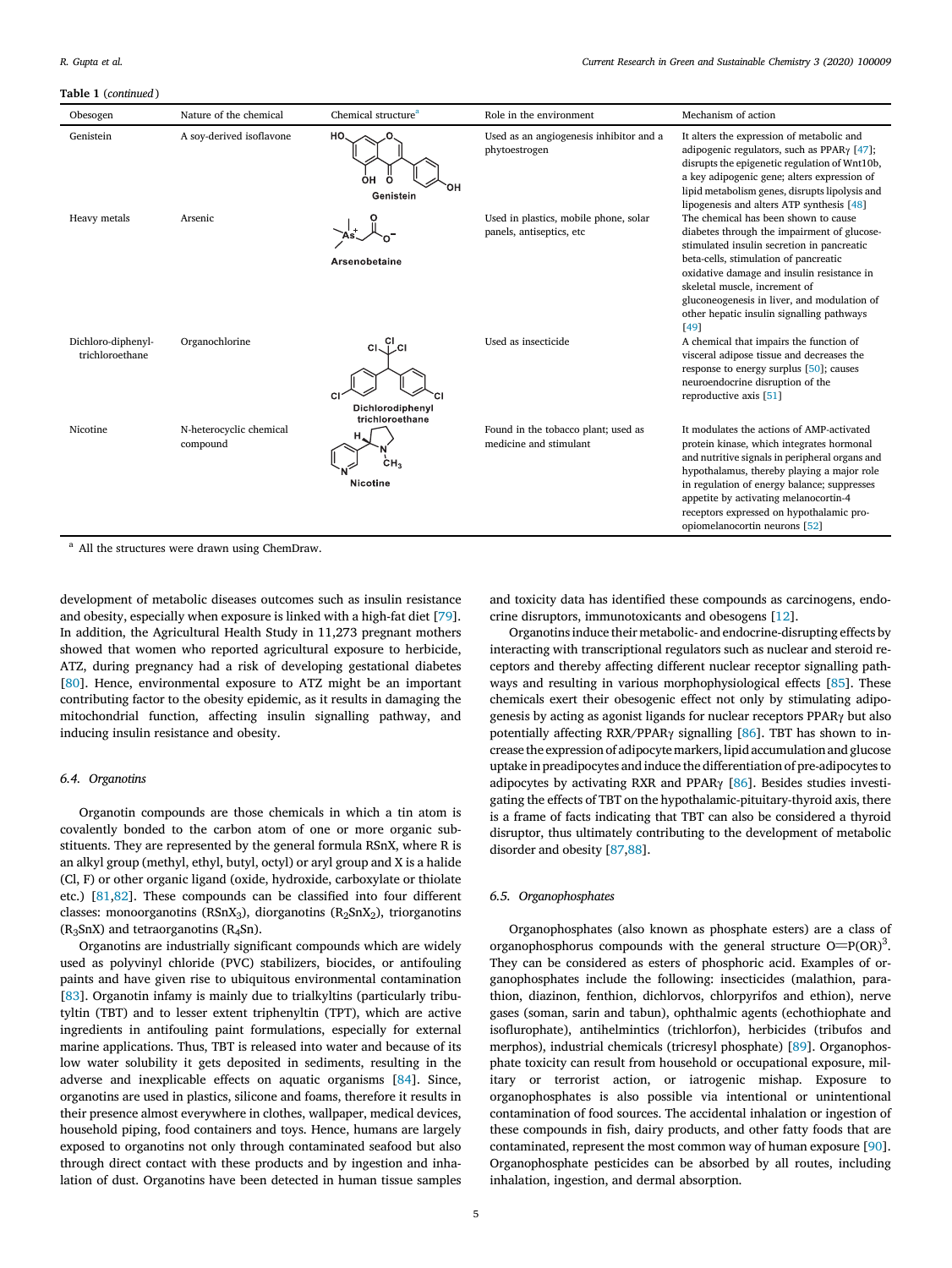**Table 1** (*continued*)

| Obesogen | Nature of the chemical | Chemical structure[a] | Role in the environment | Mechanism of action |
|---|---|---|---|---|
| Genistein | A soy-derived isoflavone | Genistein | Used as an angiogenesis inhibitor and a phytoestrogen | It alters the expression of metabolic and adipogenic regulators, such as PPARγ [47]; disrupts the epigenetic regulation of Wnt10b, a key adipogenic gene; alters expression of lipid metabolism genes, disrupts lipolysis and lipogenesis and alters ATP synthesis [48] |
| Heavy metals | Arsenic | Arsenobetaine | Used in plastics, mobile phone, solar panels, antiseptics, etc | The chemical has been shown to cause diabetes through the impairment of glucose-stimulated insulin secretion in pancreatic beta-cells, stimulation of pancreatic oxidative damage and insulin resistance in skeletal muscle, increment of gluconeogenesis in liver, and modulation of other hepatic insulin signalling pathways [49] |
| Dichloro-diphenyl-trichloroethane | Organochlorine | Dichlorodiphenyl trichloroethane | Used as insecticide | A chemical that impairs the function of visceral adipose tissue and decreases the response to energy surplus [50]; causes neuroendocrine disruption of the reproductive axis [51] |
| Nicotine | N-heterocyclic chemical compound | Nicotine | Found in the tobacco plant; used as medicine and stimulant | It modulates the actions of AMP-activated protein kinase, which integrates hormonal and nutritive signals in peripheral organs and hypothalamus, thereby playing a major role in regulation of energy balance; suppresses appetite by activating melanocortin-4 receptors expressed on hypothalamic pro-opiomelanocortin neurons [52] |

[a] All the structures were drawn using ChemDraw.

development of metabolic diseases outcomes such as insulin resistance and obesity, especially when exposure is linked with a high-fat diet [79]. In addition, the Agricultural Health Study in 11,273 pregnant mothers showed that women who reported agricultural exposure to herbicide, ATZ, during pregnancy had a risk of developing gestational diabetes [80]. Hence, environmental exposure to ATZ might be an important contributing factor to the obesity epidemic, as it results in damaging the mitochondrial function, affecting insulin signalling pathway, and inducing insulin resistance and obesity.

### 6.4. Organotins

Organotin compounds are those chemicals in which a tin atom is covalently bonded to the carbon atom of one or more organic substituents. They are represented by the general formula RSnX, where R is an alkyl group (methyl, ethyl, butyl, octyl) or aryl group and X is a halide (Cl, F) or other organic ligand (oxide, hydroxide, carboxylate or thiolate etc.) [81,82]. These compounds can be classified into four different classes: monoorganotins ($RSnX_3$), diorganotins ($R_2SnX_2$), triorganotins ($R_3SnX$) and tetraorganotins ($R_4Sn$).

Organotins are industrially significant compounds which are widely used as polyvinyl chloride (PVC) stabilizers, biocides, or antifouling paints and have given rise to ubiquitous environmental contamination [83]. Organotin infamy is mainly due to trialkyltins (particularly tributyltin (TBT) and to lesser extent triphenyltin (TPT), which are active ingredients in antifouling paint formulations, especially for external marine applications. Thus, TBT is released into water and because of its low water solubility it gets deposited in sediments, resulting in the adverse and inexplicable effects on aquatic organisms [84]. Since, organotins are used in plastics, silicone and foams, therefore it results in their presence almost everywhere in clothes, wallpaper, medical devices, household piping, food containers and toys. Hence, humans are largely exposed to organotins not only through contaminated seafood but also through direct contact with these products and by ingestion and inhalation of dust. Organotins have been detected in human tissue samples and toxicity data has identified these compounds as carcinogens, endocrine disruptors, immunotoxicants and obesogens [12].

Organotins induce their metabolic- and endocrine-disrupting effects by interacting with transcriptional regulators such as nuclear and steroid receptors and thereby affecting different nuclear receptor signalling pathways and resulting in various morphophysiological effects [85]. These chemicals exert their obesogenic effect not only by stimulating adipogenesis by acting as agonist ligands for nuclear receptors PPARγ but also potentially affecting RXR/PPARγ signalling [86]. TBT has shown to increase the expression of adipocyte markers, lipid accumulation and glucose uptake in preadipocytes and induce the differentiation of pre-adipocytes to adipocytes by activating RXR and PPARγ [86]. Besides studies investigating the effects of TBT on the hypothalamic-pituitary-thyroid axis, there is a frame of facts indicating that TBT can also be considered a thyroid disruptor, thus ultimately contributing to the development of metabolic disorder and obesity [87,88].

### 6.5. Organophosphates

Organophosphates (also known as phosphate esters) are a class of organophosphorus compounds with the general structure $O{=}P(OR)^3$. They can be considered as esters of phosphoric acid. Examples of organophosphates include the following: insecticides (malathion, parathion, diazinon, fenthion, dichlorvos, chlorpyrifos and ethion), nerve gases (soman, sarin and tabun), ophthalmic agents (echothiophate and isoflurophate), antihelmintics (trichlorfon), herbicides (tribufos and merphos), industrial chemicals (tricresyl phosphate) [89]. Organophosphate toxicity can result from household or occupational exposure, military or terrorist action, or iatrogenic mishap. Exposure to organophosphates is also possible via intentional or unintentional contamination of food sources. The accidental inhalation or ingestion of these compounds in fish, dairy products, and other fatty foods that are contaminated, represent the most common way of human exposure [90]. Organophosphate pesticides can be absorbed by all routes, including inhalation, ingestion, and dermal absorption.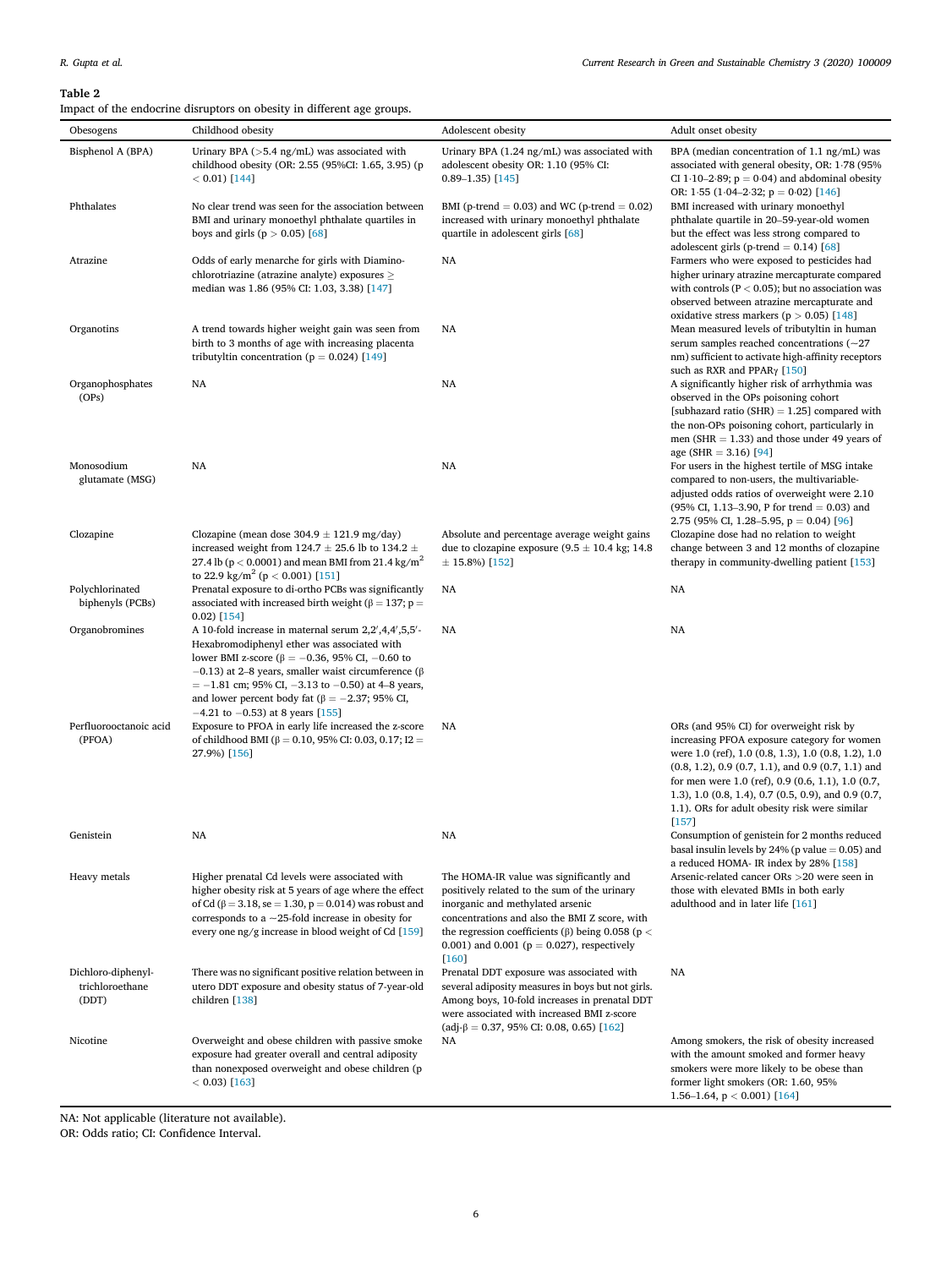**Table 2**
Impact of the endocrine disruptors on obesity in different age groups.

| Obesogens | Childhood obesity | Adolescent obesity | Adult onset obesity |
|---|---|---|---|
| Bisphenol A (BPA) | Urinary BPA (>5.4 ng/mL) was associated with childhood obesity (OR: 2.55 (95%CI: 1.65, 3.95) ($p < 0.01$) [144] | Urinary BPA (1.24 ng/mL) was associated with adolescent obesity OR: 1.10 (95% CI: 0.89–1.35) [145] | BPA (median concentration of 1.1 ng/mL) was associated with general obesity, OR: 1·78 (95% CI 1·10–2·89; p = 0·04) and abdominal obesity OR: 1·55 (1·04–2·32; p = 0·02) [146] |
| Phthalates | No clear trend was seen for the association between BMI and urinary monoethyl phthalate quartiles in boys and girls ($p > 0.05$) [68] | BMI (p-trend = 0.03) and WC (p-trend = 0.02) increased with urinary monoethyl phthalate quartile in adolescent girls [68] | BMI increased with urinary monoethyl phthalate quartile in 20–59-year-old women but the effect was less strong compared to adolescent girls (p-trend = 0.14) [68] |
| Atrazine | Odds of early menarche for girls with Diamino-chlorotriazine (atrazine analyte) exposures ≥ median was 1.86 (95% CI: 1.03, 3.38) [147] | NA | Farmers who were exposed to pesticides had higher urinary atrazine mercapturate compared with controls ($P < 0.05$); but no association was observed between atrazine mercapturate and oxidative stress markers ($p > 0.05$) [148] |
| Organotins | A trend towards higher weight gain was seen from birth to 3 months of age with increasing placenta tributyltin concentration (p = 0.024) [149] | NA | Mean measured levels of tributyltin in human serum samples reached concentrations (~27 nm) sufficient to activate high-affinity receptors such as RXR and PPARγ [150] |
| Organophosphates (OPs) | NA | NA | A significantly higher risk of arrhythmia was observed in the OPs poisoning cohort [subhazard ratio (SHR) = 1.25] compared with the non-OPs poisoning cohort, particularly in men (SHR = 1.33) and those under 49 years of age (SHR = 3.16) [94] |
| Monosodium glutamate (MSG) | NA | NA | For users in the highest tertile of MSG intake compared to non-users, the multivariable-adjusted odds ratios of overweight were 2.10 (95% CI, 1.13–3.90, P for trend = 0.03) and 2.75 (95% CI, 1.28–5.95, p = 0.04) [96] |
| Clozapine | Clozapine (mean dose 304.9 ± 121.9 mg/day) increased weight from 124.7 ± 25.6 lb to 134.2 ± 27.4 lb ($p < 0.0001$) and mean BMI from 21.4 kg/m$^2$ to 22.9 kg/m$^2$ ($p < 0.001$) [151] | Absolute and percentage average weight gains due to clozapine exposure (9.5 ± 10.4 kg; 14.8 ± 15.8%) [152] | Clozapine dose had no relation to weight change between 3 and 12 months of clozapine therapy in community-dwelling patient [153] |
| Polychlorinated biphenyls (PCBs) | Prenatal exposure to di-ortho PCBs was significantly associated with increased birth weight (β = 137; p = 0.02) [154] | NA | NA |
| Organobromines | A 10-fold increase in maternal serum 2,2′,4,4′,5,5′-Hexabromodiphenyl ether was associated with lower BMI z-score (β = −0.36, 95% CI, −0.60 to −0.13) at 2–8 years, smaller waist circumference (β = −1.81 cm; 95% CI, −3.13 to −0.50) at 4–8 years, and lower percent body fat (β = −2.37; 95% CI, −4.21 to −0.53) at 8 years [155] | NA | NA |
| Perfluorooctanoic acid (PFOA) | Exposure to PFOA in early life increased the z-score of childhood BMI (β = 0.10, 95% CI: 0.03, 0.17; I2 = 27.9%) [156] | NA | ORs (and 95% CI) for overweight risk by increasing PFOA exposure category for women were 1.0 (ref), 1.0 (0.8, 1.3), 1.0 (0.8, 1.2), 1.0 (0.8, 1.2), 0.9 (0.7, 1.1), and 0.9 (0.7, 1.1) and for men were 1.0 (ref), 0.9 (0.6, 1.1), 1.0 (0.7, 1.3), 1.0 (0.8, 1.4), 0.7 (0.5, 0.9), and 0.9 (0.7, 1.1). ORs for adult obesity risk were similar [157] |
| Genistein | NA | NA | Consumption of genistein for 2 months reduced basal insulin levels by 24% (p value = 0.05) and a reduced HOMA- IR index by 28% [158] |
| Heavy metals | Higher prenatal Cd levels were associated with higher obesity risk at 5 years of age where the effect of Cd (β = 3.18, se = 1.30, p = 0.014) was robust and corresponds to a ~25-fold increase in obesity for every one ng/g increase in blood weight of Cd [159] | The HOMA-IR value was significantly and positively related to the sum of the urinary inorganic and methylated arsenic concentrations and also the BMI Z score, with the regression coefficients (β) being 0.058 ($p < 0.001$) and 0.001 (p = 0.027), respectively [160] | Arsenic-related cancer ORs >20 were seen in those with elevated BMIs in both early adulthood and in later life [161] |
| Dichloro-diphenyl-trichloroethane (DDT) | There was no significant positive relation between in utero DDT exposure and obesity status of 7-year-old children [138] | Prenatal DDT exposure was associated with several adiposity measures in boys but not girls. Among boys, 10-fold increases in prenatal DDT were associated with increased BMI z-score (adj-β = 0.37, 95% CI: 0.08, 0.65) [162] | NA |
| Nicotine | Overweight and obese children with passive smoke exposure had greater overall and central adiposity than nonexposed overweight and obese children ($p < 0.03$) [163] | NA | Among smokers, the risk of obesity increased with the amount smoked and former heavy smokers were more likely to be obese than former light smokers (OR: 1.60, 95% 1.56–1.64, $p < 0.001$) [164] |

NA: Not applicable (literature not available).
OR: Odds ratio; CI: Confidence Interval.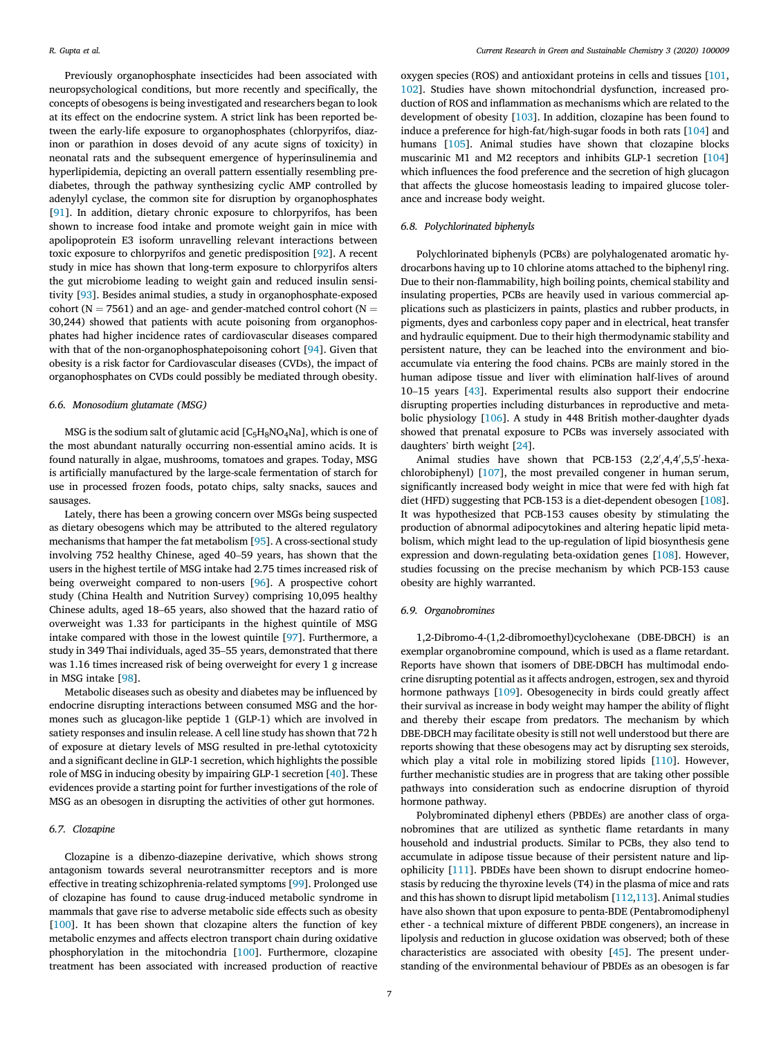Previously organophosphate insecticides had been associated with neuropsychological conditions, but more recently and specifically, the concepts of obesogens is being investigated and researchers began to look at its effect on the endocrine system. A strict link has been reported between the early-life exposure to organophosphates (chlorpyrifos, diazinon or parathion in doses devoid of any acute signs of toxicity) in neonatal rats and the subsequent emergence of hyperinsulinemia and hyperlipidemia, depicting an overall pattern essentially resembling prediabetes, through the pathway synthesizing cyclic AMP controlled by adenylyl cyclase, the common site for disruption by organophosphates [91]. In addition, dietary chronic exposure to chlorpyrifos, has been shown to increase food intake and promote weight gain in mice with apolipoprotein E3 isoform unravelling relevant interactions between toxic exposure to chlorpyrifos and genetic predisposition [92]. A recent study in mice has shown that long-term exposure to chlorpyrifos alters the gut microbiome leading to weight gain and reduced insulin sensitivity [93]. Besides animal studies, a study in organophosphate-exposed cohort (N = 7561) and an age- and gender-matched control cohort (N = 30,244) showed that patients with acute poisoning from organophosphates had higher incidence rates of cardiovascular diseases compared with that of the non-organophosphatepoisoning cohort [94]. Given that obesity is a risk factor for Cardiovascular diseases (CVDs), the impact of organophosphates on CVDs could possibly be mediated through obesity.

### 6.6. Monosodium glutamate (MSG)

MSG is the sodium salt of glutamic acid [$C_5H_8NO_4Na$], which is one of the most abundant naturally occurring non-essential amino acids. It is found naturally in algae, mushrooms, tomatoes and grapes. Today, MSG is artificially manufactured by the large-scale fermentation of starch for use in processed frozen foods, potato chips, salty snacks, sauces and sausages.

Lately, there has been a growing concern over MSGs being suspected as dietary obesogens which may be attributed to the altered regulatory mechanisms that hamper the fat metabolism [95]. A cross-sectional study involving 752 healthy Chinese, aged 40–59 years, has shown that the users in the highest tertile of MSG intake had 2.75 times increased risk of being overweight compared to non-users [96]. A prospective cohort study (China Health and Nutrition Survey) comprising 10,095 healthy Chinese adults, aged 18–65 years, also showed that the hazard ratio of overweight was 1.33 for participants in the highest quintile of MSG intake compared with those in the lowest quintile [97]. Furthermore, a study in 349 Thai individuals, aged 35–55 years, demonstrated that there was 1.16 times increased risk of being overweight for every 1 g increase in MSG intake [98].

Metabolic diseases such as obesity and diabetes may be influenced by endocrine disrupting interactions between consumed MSG and the hormones such as glucagon-like peptide 1 (GLP-1) which are involved in satiety responses and insulin release. A cell line study has shown that 72 h of exposure at dietary levels of MSG resulted in pre-lethal cytotoxicity and a significant decline in GLP-1 secretion, which highlights the possible role of MSG in inducing obesity by impairing GLP-1 secretion [40]. These evidences provide a starting point for further investigations of the role of MSG as an obesogen in disrupting the activities of other gut hormones.

### 6.7. Clozapine

Clozapine is a dibenzo-diazepine derivative, which shows strong antagonism towards several neurotransmitter receptors and is more effective in treating schizophrenia-related symptoms [99]. Prolonged use of clozapine has found to cause drug-induced metabolic syndrome in mammals that gave rise to adverse metabolic side effects such as obesity [100]. It has been shown that clozapine alters the function of key metabolic enzymes and affects electron transport chain during oxidative phosphorylation in the mitochondria [100]. Furthermore, clozapine treatment has been associated with increased production of reactive oxygen species (ROS) and antioxidant proteins in cells and tissues [101, 102]. Studies have shown mitochondrial dysfunction, increased production of ROS and inflammation as mechanisms which are related to the development of obesity [103]. In addition, clozapine has been found to induce a preference for high-fat/high-sugar foods in both rats [104] and humans [105]. Animal studies have shown that clozapine blocks muscarinic M1 and M2 receptors and inhibits GLP-1 secretion [104] which influences the food preference and the secretion of high glucagon that affects the glucose homeostasis leading to impaired glucose tolerance and increase body weight.

### 6.8. Polychlorinated biphenyls

Polychlorinated biphenyls (PCBs) are polyhalogenated aromatic hydrocarbons having up to 10 chlorine atoms attached to the biphenyl ring. Due to their non-flammability, high boiling points, chemical stability and insulating properties, PCBs are heavily used in various commercial applications such as plasticizers in paints, plastics and rubber products, in pigments, dyes and carbonless copy paper and in electrical, heat transfer and hydraulic equipment. Due to their high thermodynamic stability and persistent nature, they can be leached into the environment and bioaccumulate via entering the food chains. PCBs are mainly stored in the human adipose tissue and liver with elimination half-lives of around 10–15 years [43]. Experimental results also support their endocrine disrupting properties including disturbances in reproductive and metabolic physiology [106]. A study in 448 British mother-daughter dyads showed that prenatal exposure to PCBs was inversely associated with daughters' birth weight [24].

Animal studies have shown that PCB-153 (2,2′,4,4′,5,5′-hexachlorobiphenyl) [107], the most prevailed congener in human serum, significantly increased body weight in mice that were fed with high fat diet (HFD) suggesting that PCB-153 is a diet-dependent obesogen [108]. It was hypothesized that PCB-153 causes obesity by stimulating the production of abnormal adipocytokines and altering hepatic lipid metabolism, which might lead to the up-regulation of lipid biosynthesis gene expression and down-regulating beta-oxidation genes [108]. However, studies focussing on the precise mechanism by which PCB-153 cause obesity are highly warranted.

### 6.9. Organobromines

1,2-Dibromo-4-(1,2-dibromoethyl)cyclohexane (DBE-DBCH) is an exemplar organobromine compound, which is used as a flame retardant. Reports have shown that isomers of DBE-DBCH has multimodal endocrine disrupting potential as it affects androgen, estrogen, sex and thyroid hormone pathways [109]. Obesogenecity in birds could greatly affect their survival as increase in body weight may hamper the ability of flight and thereby their escape from predators. The mechanism by which DBE-DBCH may facilitate obesity is still not well understood but there are reports showing that these obesogens may act by disrupting sex steroids, which play a vital role in mobilizing stored lipids [110]. However, further mechanistic studies are in progress that are taking other possible pathways into consideration such as endocrine disruption of thyroid hormone pathway.

Polybrominated diphenyl ethers (PBDEs) are another class of organobromines that are utilized as synthetic flame retardants in many household and industrial products. Similar to PCBs, they also tend to accumulate in adipose tissue because of their persistent nature and lipophilicity [111]. PBDEs have been shown to disrupt endocrine homeostasis by reducing the thyroxine levels (T4) in the plasma of mice and rats and this has shown to disrupt lipid metabolism [112,113]. Animal studies have also shown that upon exposure to penta-BDE (Pentabromodiphenyl ether - a technical mixture of different PBDE congeners), an increase in lipolysis and reduction in glucose oxidation was observed; both of these characteristics are associated with obesity [45]. The present understanding of the environmental behaviour of PBDEs as an obesogen is far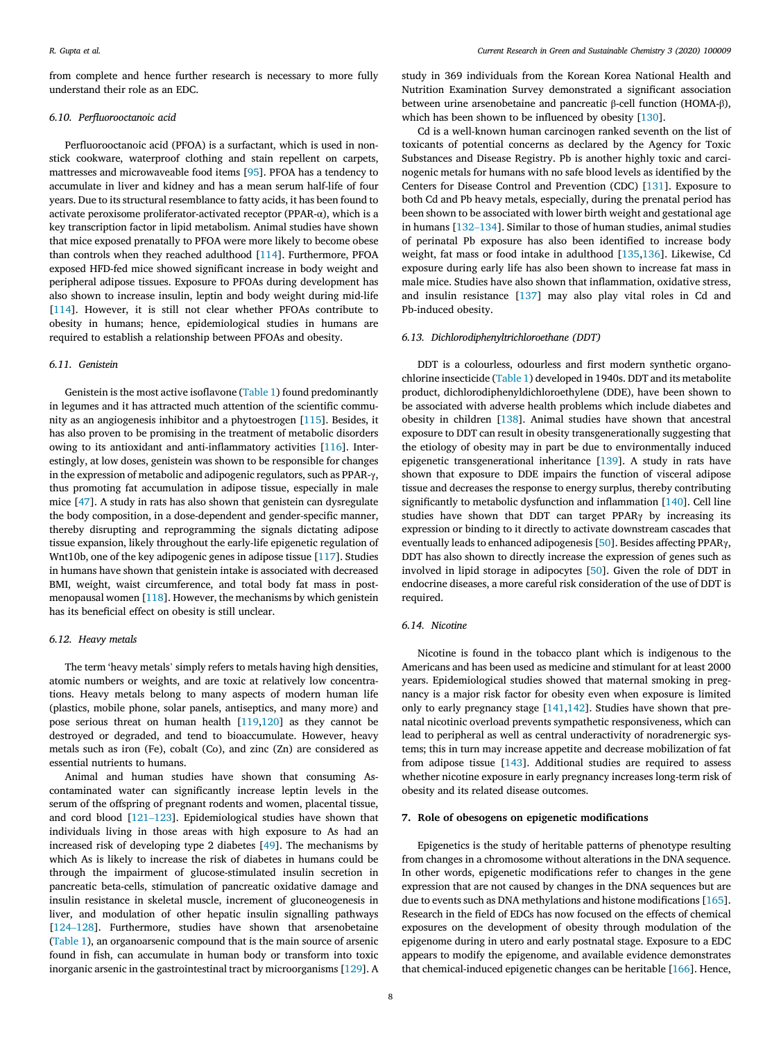from complete and hence further research is necessary to more fully understand their role as an EDC.

### 6.10. Perfluorooctanoic acid

Perfluorooctanoic acid (PFOA) is a surfactant, which is used in non-stick cookware, waterproof clothing and stain repellent on carpets, mattresses and microwaveable food items [95]. PFOA has a tendency to accumulate in liver and kidney and has a mean serum half-life of four years. Due to its structural resemblance to fatty acids, it has been found to activate peroxisome proliferator-activated receptor (PPAR-α), which is a key transcription factor in lipid metabolism. Animal studies have shown that mice exposed prenatally to PFOA were more likely to become obese than controls when they reached adulthood [114]. Furthermore, PFOA exposed HFD-fed mice showed significant increase in body weight and peripheral adipose tissues. Exposure to PFOAs during development has also shown to increase insulin, leptin and body weight during mid-life [114]. However, it is still not clear whether PFOAs contribute to obesity in humans; hence, epidemiological studies in humans are required to establish a relationship between PFOAs and obesity.

### 6.11. Genistein

Genistein is the most active isoflavone (Table 1) found predominantly in legumes and it has attracted much attention of the scientific community as an angiogenesis inhibitor and a phytoestrogen [115]. Besides, it has also proven to be promising in the treatment of metabolic disorders owing to its antioxidant and anti-inflammatory activities [116]. Interestingly, at low doses, genistein was shown to be responsible for changes in the expression of metabolic and adipogenic regulators, such as PPAR-γ, thus promoting fat accumulation in adipose tissue, especially in male mice [47]. A study in rats has also shown that genistein can dysregulate the body composition, in a dose-dependent and gender-specific manner, thereby disrupting and reprogramming the signals dictating adipose tissue expansion, likely throughout the early-life epigenetic regulation of Wnt10b, one of the key adipogenic genes in adipose tissue [117]. Studies in humans have shown that genistein intake is associated with decreased BMI, weight, waist circumference, and total body fat mass in post-menopausal women [118]. However, the mechanisms by which genistein has its beneficial effect on obesity is still unclear.

### 6.12. Heavy metals

The term 'heavy metals' simply refers to metals having high densities, atomic numbers or weights, and are toxic at relatively low concentrations. Heavy metals belong to many aspects of modern human life (plastics, mobile phone, solar panels, antiseptics, and many more) and pose serious threat on human health [119,120] as they cannot be destroyed or degraded, and tend to bioaccumulate. However, heavy metals such as iron (Fe), cobalt (Co), and zinc (Zn) are considered as essential nutrients to humans.

Animal and human studies have shown that consuming As-contaminated water can significantly increase leptin levels in the serum of the offspring of pregnant rodents and women, placental tissue, and cord blood [121–123]. Epidemiological studies have shown that individuals living in those areas with high exposure to As had an increased risk of developing type 2 diabetes [49]. The mechanisms by which As is likely to increase the risk of diabetes in humans could be through the impairment of glucose-stimulated insulin secretion in pancreatic beta-cells, stimulation of pancreatic oxidative damage and insulin resistance in skeletal muscle, increment of gluconeogenesis in liver, and modulation of other hepatic insulin signalling pathways [124–128]. Furthermore, studies have shown that arsenobetaine (Table 1), an organoarsenic compound that is the main source of arsenic found in fish, can accumulate in human body or transform into toxic inorganic arsenic in the gastrointestinal tract by microorganisms [129]. A study in 369 individuals from the Korean Korea National Health and Nutrition Examination Survey demonstrated a significant association between urine arsenobetaine and pancreatic β-cell function (HOMA-β), which has been shown to be influenced by obesity [130].

Cd is a well-known human carcinogen ranked seventh on the list of toxicants of potential concerns as declared by the Agency for Toxic Substances and Disease Registry. Pb is another highly toxic and carcinogenic metals for humans with no safe blood levels as identified by the Centers for Disease Control and Prevention (CDC) [131]. Exposure to both Cd and Pb heavy metals, especially, during the prenatal period has been shown to be associated with lower birth weight and gestational age in humans [132–134]. Similar to those of human studies, animal studies of perinatal Pb exposure has also been identified to increase body weight, fat mass or food intake in adulthood [135,136]. Likewise, Cd exposure during early life has also been shown to increase fat mass in male mice. Studies have also shown that inflammation, oxidative stress, and insulin resistance [137] may also play vital roles in Cd and Pb-induced obesity.

### 6.13. Dichlorodiphenyltrichloroethane (DDT)

DDT is a colourless, odourless and first modern synthetic organochlorine insecticide (Table 1) developed in 1940s. DDT and its metabolite product, dichlorodiphenyldichloroethylene (DDE), have been shown to be associated with adverse health problems which include diabetes and obesity in children [138]. Animal studies have shown that ancestral exposure to DDT can result in obesity transgenerationally suggesting that the etiology of obesity may in part be due to environmentally induced epigenetic transgenerational inheritance [139]. A study in rats have shown that exposure to DDE impairs the function of visceral adipose tissue and decreases the response to energy surplus, thereby contributing significantly to metabolic dysfunction and inflammation [140]. Cell line studies have shown that DDT can target PPARγ by increasing its expression or binding to it directly to activate downstream cascades that eventually leads to enhanced adipogenesis [50]. Besides affecting PPARγ, DDT has also shown to directly increase the expression of genes such as involved in lipid storage in adipocytes [50]. Given the role of DDT in endocrine diseases, a more careful risk consideration of the use of DDT is required.

### 6.14. Nicotine

Nicotine is found in the tobacco plant which is indigenous to the Americans and has been used as medicine and stimulant for at least 2000 years. Epidemiological studies showed that maternal smoking in pregnancy is a major risk factor for obesity even when exposure is limited only to early pregnancy stage [141,142]. Studies have shown that prenatal nicotinic overload prevents sympathetic responsiveness, which can lead to peripheral as well as central underactivity of noradrenergic systems; this in turn may increase appetite and decrease mobilization of fat from adipose tissue [143]. Additional studies are required to assess whether nicotine exposure in early pregnancy increases long-term risk of obesity and its related disease outcomes.

## 7. Role of obesogens on epigenetic modifications

Epigenetics is the study of heritable patterns of phenotype resulting from changes in a chromosome without alterations in the DNA sequence. In other words, epigenetic modifications refer to changes in the gene expression that are not caused by changes in the DNA sequences but are due to events such as DNA methylations and histone modifications [165]. Research in the field of EDCs has now focused on the effects of chemical exposures on the development of obesity through modulation of the epigenome during in utero and early postnatal stage. Exposure to a EDC appears to modify the epigenome, and available evidence demonstrates that chemical-induced epigenetic changes can be heritable [166]. Hence,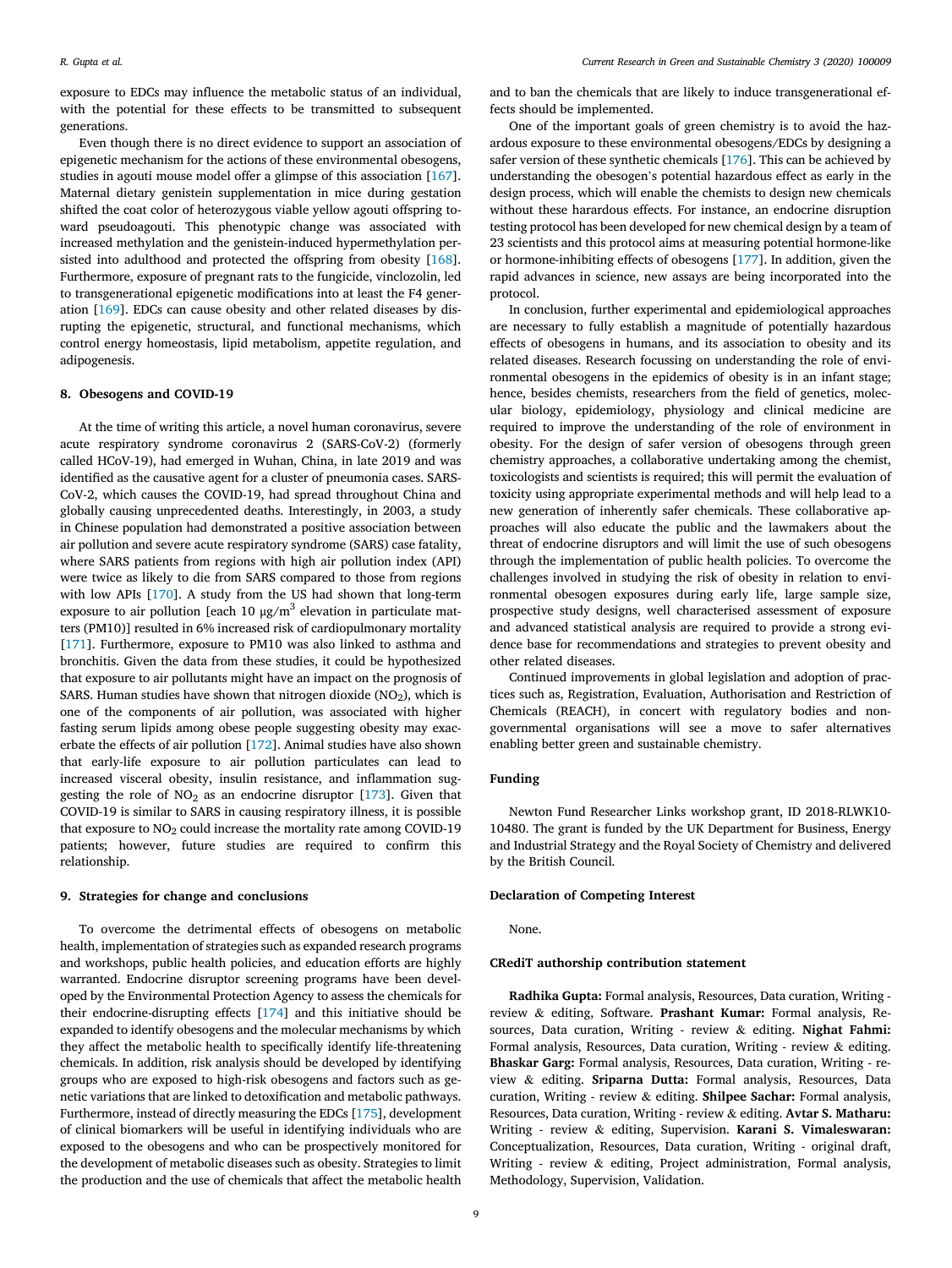exposure to EDCs may influence the metabolic status of an individual, with the potential for these effects to be transmitted to subsequent generations.

Even though there is no direct evidence to support an association of epigenetic mechanism for the actions of these environmental obesogens, studies in agouti mouse model offer a glimpse of this association [167]. Maternal dietary genistein supplementation in mice during gestation shifted the coat color of heterozygous viable yellow agouti offspring toward pseudoagouti. This phenotypic change was associated with increased methylation and the genistein-induced hypermethylation persisted into adulthood and protected the offspring from obesity [168]. Furthermore, exposure of pregnant rats to the fungicide, vinclozolin, led to transgenerational epigenetic modifications into at least the F4 generation [169]. EDCs can cause obesity and other related diseases by disrupting the epigenetic, structural, and functional mechanisms, which control energy homeostasis, lipid metabolism, appetite regulation, and adipogenesis.

## 8. Obesogens and COVID-19

At the time of writing this article, a novel human coronavirus, severe acute respiratory syndrome coronavirus 2 (SARS-CoV-2) (formerly called HCoV-19), had emerged in Wuhan, China, in late 2019 and was identified as the causative agent for a cluster of pneumonia cases. SARS-CoV-2, which causes the COVID-19, had spread throughout China and globally causing unprecedented deaths. Interestingly, in 2003, a study in Chinese population had demonstrated a positive association between air pollution and severe acute respiratory syndrome (SARS) case fatality, where SARS patients from regions with high air pollution index (API) were twice as likely to die from SARS compared to those from regions with low APIs [170]. A study from the US had shown that long-term exposure to air pollution [each 10 μg/m$^3$ elevation in particulate matters (PM10)] resulted in 6% increased risk of cardiopulmonary mortality [171]. Furthermore, exposure to PM10 was also linked to asthma and bronchitis. Given the data from these studies, it could be hypothesized that exposure to air pollutants might have an impact on the prognosis of SARS. Human studies have shown that nitrogen dioxide ($NO_2$), which is one of the components of air pollution, was associated with higher fasting serum lipids among obese people suggesting obesity may exacerbate the effects of air pollution [172]. Animal studies have also shown that early-life exposure to air pollution particulates can lead to increased visceral obesity, insulin resistance, and inflammation suggesting the role of $NO_2$ as an endocrine disruptor [173]. Given that COVID-19 is similar to SARS in causing respiratory illness, it is possible that exposure to $NO_2$ could increase the mortality rate among COVID-19 patients; however, future studies are required to confirm this relationship.

## 9. Strategies for change and conclusions

To overcome the detrimental effects of obesogens on metabolic health, implementation of strategies such as expanded research programs and workshops, public health policies, and education efforts are highly warranted. Endocrine disruptor screening programs have been developed by the Environmental Protection Agency to assess the chemicals for their endocrine-disrupting effects [174] and this initiative should be expanded to identify obesogens and the molecular mechanisms by which they affect the metabolic health to specifically identify life-threatening chemicals. In addition, risk analysis should be developed by identifying groups who are exposed to high-risk obesogens and factors such as genetic variations that are linked to detoxification and metabolic pathways. Furthermore, instead of directly measuring the EDCs [175], development of clinical biomarkers will be useful in identifying individuals who are exposed to the obesogens and who can be prospectively monitored for the development of metabolic diseases such as obesity. Strategies to limit the production and the use of chemicals that affect the metabolic health and to ban the chemicals that are likely to induce transgenerational effects should be implemented.

One of the important goals of green chemistry is to avoid the hazardous exposure to these environmental obesogens/EDCs by designing a safer version of these synthetic chemicals [176]. This can be achieved by understanding the obesogen's potential hazardous effect as early in the design process, which will enable the chemists to design new chemicals without these harardous effects. For instance, an endocrine disruption testing protocol has been developed for new chemical design by a team of 23 scientists and this protocol aims at measuring potential hormone-like or hormone-inhibiting effects of obesogens [177]. In addition, given the rapid advances in science, new assays are being incorporated into the protocol.

In conclusion, further experimental and epidemiological approaches are necessary to fully establish a magnitude of potentially hazardous effects of obesogens in humans, and its association to obesity and its related diseases. Research focussing on understanding the role of environmental obesogens in the epidemics of obesity is in an infant stage; hence, besides chemists, researchers from the field of genetics, molecular biology, epidemiology, physiology and clinical medicine are required to improve the understanding of the role of environment in obesity. For the design of safer version of obesogens through green chemistry approaches, a collaborative undertaking among the chemist, toxicologists and scientists is required; this will permit the evaluation of toxicity using appropriate experimental methods and will help lead to a new generation of inherently safer chemicals. These collaborative approaches will also educate the public and the lawmakers about the threat of endocrine disruptors and will limit the use of such obesogens through the implementation of public health policies. To overcome the challenges involved in studying the risk of obesity in relation to environmental obesogen exposures during early life, large sample size, prospective study designs, well characterised assessment of exposure and advanced statistical analysis are required to provide a strong evidence base for recommendations and strategies to prevent obesity and other related diseases.

Continued improvements in global legislation and adoption of practices such as, Registration, Evaluation, Authorisation and Restriction of Chemicals (REACH), in concert with regulatory bodies and non-governmental organisations will see a move to safer alternatives enabling better green and sustainable chemistry.

## Funding

Newton Fund Researcher Links workshop grant, ID 2018-RLWK10-10480. The grant is funded by the UK Department for Business, Energy and Industrial Strategy and the Royal Society of Chemistry and delivered by the British Council.

## Declaration of Competing Interest

None.

## CRediT authorship contribution statement

**Radhika Gupta:** Formal analysis, Resources, Data curation, Writing - review & editing, Software. **Prashant Kumar:** Formal analysis, Resources, Data curation, Writing - review & editing. **Nighat Fahmi:** Formal analysis, Resources, Data curation, Writing - review & editing. **Bhaskar Garg:** Formal analysis, Resources, Data curation, Writing - review & editing. **Sriparna Dutta:** Formal analysis, Resources, Data curation, Writing - review & editing. **Shilpee Sachar:** Formal analysis, Resources, Data curation, Writing - review & editing. **Avtar S. Matharu:** Writing - review & editing, Supervision. **Karani S. Vimaleswaran:** Conceptualization, Resources, Data curation, Writing - original draft, Writing - review & editing, Project administration, Formal analysis, Methodology, Supervision, Validation.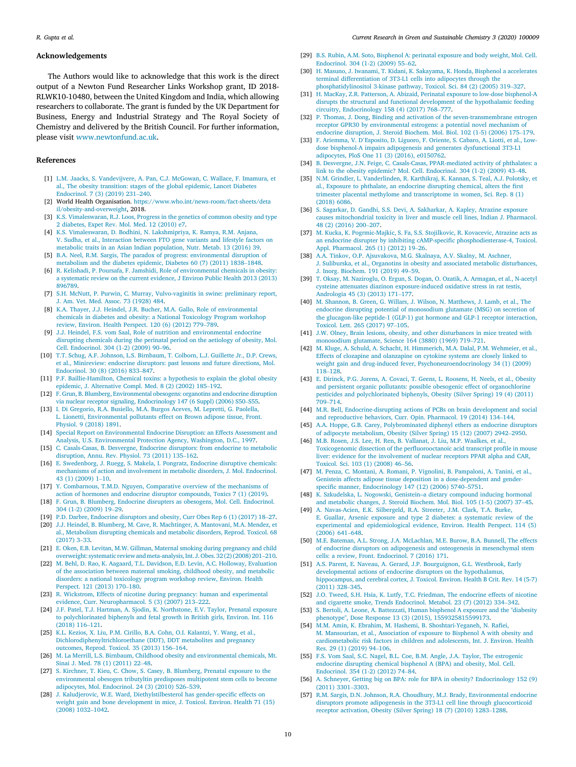## Acknowledgements

The Authors would like to acknowledge that this work is the direct output of a Newton Fund Researcher Links Workshop grant, ID 2018-RLWK10-10480, between the United Kingdom and India, which allowing researchers to collaborate. The grant is funded by the UK Department for Business, Energy and Industrial Strategy and The Royal Society of Chemistry and delivered by the British Council. For further information, please visit www.newtonfund.ac.uk.

## References

[1] L.M. Jaacks, S. Vandevijvere, A. Pan, C.J. McGowan, C. Wallace, F. Imamura, et al., The obesity transition: stages of the global epidemic, Lancet Diabetes Endocrinol. 7 (3) (2019) 231–240.

[2] World Health Organisation. https://www.who.int/news-room/fact-sheets/detail/obesity-and-overweight, 2018.

[3] K.S. Vimaleswaran, R.J. Loos, Progress in the genetics of common obesity and type 2 diabetes, Expet Rev. Mol. Med. 12 (2010) e7.

[4] K.S. Vimaleswaran, D. Bodhini, N. Lakshmipriya, K. Ramya, R.M. Anjana, V. Sudha, et al., Interaction between FTO gene variants and lifestyle factors on metabolic traits in an Asian Indian population, Nutr. Metab. 13 (2016) 39.

[5] B.A. Neel, R.M. Sargis, The paradox of progress: environmental disruption of metabolism and the diabetes epidemic, Diabetes 60 (7) (2011) 1838–1848.

[6] R. Kelishadi, P. Poursafa, F. Jamshidi, Role of environmental chemicals in obesity: a systematic review on the current evidence, J Environ Public Health 2013 (2013) 896789.

[7] S.H. McNutt, P. Purwin, C. Murray, Vulvo-vaginitis in swine: preliminary report, J. Am. Vet. Med. Assoc. 73 (1928) 484.

[8] K.A. Thayer, J.J. Heindel, J.R. Bucher, M.A. Gallo, Role of environmental chemicals in diabetes and obesity: a National Toxicology Program workshop review, Environ. Health Perspect. 120 (6) (2012) 779–789.

[9] J.J. Heindel, F.S. vom Saal, Role of nutrition and environmental endocrine disrupting chemicals during the perinatal period on the aetiology of obesity, Mol. Cell. Endocrinol. 304 (1-2) (2009) 90–96.

[10] T.T. Schug, A.F. Johnson, L.S. Birnbaum, T. Colborn, L.J. Guillette Jr., D.P. Crews, et al., Minireview: endocrine disruptors: past lessons and future directions, Mol. Endocrinol. 30 (8) (2016) 833–847.

[11] P.F. Baillie-Hamilton, Chemical toxins: a hypothesis to explain the global obesity epidemic, J. Alternative Compl. Med. 8 (2) (2002) 185–192.

[12] F. Grun, B. Blumberg, Environmental obesogens: organotins and endocrine disruption via nuclear receptor signaling, Endocrinology 147 (6 Suppl) (2006) S50–S55.

[13] I. Di Gregorio, R.A. Busiello, M.A. Burgos Aceves, M. Lepretti, G. Paolella, L. Lionetti, Environmental pollutants effect on Brown adipose tissue, Front. Physiol. 9 (2018) 1891.

[14] Special Report on Environmental Endocrine Disruption: an Effects Assessment and Analysis, U.S. Environmental Protection Agency, Washington, D.C., 1997.

[15] C. Casals-Casas, B. Desvergne, Endocrine disruptors: from endocrine to metabolic disruption, Annu. Rev. Physiol. 73 (2011) 135–162.

[16] E. Swedenborg, J. Ruegg, S. Makela, I. Pongratz, Endocrine disruptive chemicals: mechanisms of action and involvement in metabolic disorders, J. Mol. Endocrinol. 43 (1) (2009) 1–10.

[17] Y. Combarnous, T.M.D. Nguyen, Comparative overview of the mechanisms of action of hormones and endocrine disruptor compounds, Toxics 7 (1) (2019).

[18] F. Grun, B. Blumberg, Endocrine disrupters as obesogens, Mol. Cell. Endocrinol. 304 (1-2) (2009) 19–29.

[19] P.D. Darbre, Endocrine disruptors and obesity, Curr Obes Rep 6 (1) (2017) 18–27.

[20] J.J. Heindel, B. Blumberg, M. Cave, R. Machtinger, A. Mantovani, M.A. Mendez, et al., Metabolism disrupting chemicals and metabolic disorders, Reprod. Toxicol. 68 (2017) 3–33.

[21] E. Oken, E.B. Levitan, M.W. Gillman, Maternal smoking during pregnancy and child overweight: systematic review and meta-analysis, Int. J. Obes. 32 (2) (2008) 201–210.

[22] M. Behl, D. Rao, K. Aagaard, T.L. Davidson, E.D. Levin, A.C. Holloway, Evaluation of the association between maternal smoking, childhood obesity, and metabolic disorders: a national toxicology program workshop review, Environ. Health Perspect. 121 (2013) 170–180.

[23] R. Wickstrom, Effects of nicotine during pregnancy: human and experimental evidence, Curr. Neuropharmacol. 5 (3) (2007) 213–222.

[24] J.F. Patel, T.J. Hartman, A. Sjodin, K. Northstone, E.V. Taylor, Prenatal exposure to polychlorinated biphenyls and fetal growth in British girls, Environ. Int. 116 (2018) 116–121.

[25] K.L. Kezios, X. Liu, P.M. Cirillo, B.A. Cohn, O.I. Kalantzi, Y. Wang, et al., Dichlorodiphenyltrichloroethane (DDT), DDT metabolites and pregnancy outcomes, Reprod. Toxicol. 35 (2013) 156–164.

[26] M. La Merrill, L.S. Birnbaum, Childhood obesity and environmental chemicals, Mt. Sinai J. Med. 78 (1) (2011) 22–48.

[27] S. Kirchner, T. Kieu, C. Chow, S. Casey, B. Blumberg, Prenatal exposure to the environmental obesogen tributyltin predisposes multipotent stem cells to become adipocytes, Mol. Endocrinol. 24 (3) (2010) 526–539.

[28] J. Kaludjerovic, W.E. Ward, Diethylstilbestrol has gender-specific effects on weight gain and bone development in mice, J. Toxicol. Environ. Health 71 (15) (2008) 1032–1042.

[29] B.S. Rubin, A.M. Soto, Bisphenol A: perinatal exposure and body weight, Mol. Cell. Endocrinol. 304 (1-2) (2009) 55–62.

[30] H. Masuno, J. Iwanami, T. Kidani, K. Sakayama, K. Honda, Bisphenol a accelerates terminal differentiation of 3T3-L1 cells into adipocytes through the phosphatidylinositol 3-kinase pathway, Toxicol. Sci. 84 (2) (2005) 319–327.

[31] H. MacKay, Z.R. Patterson, A. Abizaid, Perinatal exposure to low-dose bisphenol-A disrupts the structural and functional development of the hypothalamic feeding circuitry, Endocrinology 158 (4) (2017) 768–777.

[32] P. Thomas, J. Dong, Binding and activation of the seven-transmembrane estrogen receptor GPR30 by environmental estrogens: a potential novel mechanism of endocrine disruption, J. Steroid Biochem. Mol. Biol. 102 (1-5) (2006) 175–179.

[33] F. Ariemma, V. D'Esposito, D. Liguoro, F. Oriente, S. Cabaro, A. Liotti, et al., Low-dose bisphenol-A impairs adipogenesis and generates dysfunctional 3T3-L1 adipocytes, PloS One 11 (3) (2016), e0150762.

[34] B. Desvergne, J.N. Feige, C. Casals-Casas, PPAR-mediated activity of phthalates: a link to the obesity epidemic? Mol. Cell. Endocrinol. 304 (1-2) (2009) 43–48.

[35] N.M. Grindler, L. Vanderlinden, R. Karthikraj, K. Kannan, S. Teal, A.J. Polotsky, et al., Exposure to phthalate, an endocrine disrupting chemical, alters the first trimester placental methylome and transcriptome in women, Sci. Rep. 8 (1) (2018) 6086.

[36] S. Sagarkar, D. Gandhi, S.S. Devi, A. Sakharkar, A. Kapley, Atrazine exposure causes mitochondrial toxicity in liver and muscle cell lines, Indian J. Pharmacol. 48 (2) (2016) 200–207.

[37] M. Kucka, K. Pogrmic-Majkic, S. Fa, S.S. Stojilkovic, R. Kovacevic, Atrazine acts as an endocrine disrupter by inhibiting cAMP-specific phosphodiesterase-4, Toxicol. Appl. Pharmacol. 265 (1) (2012) 19–26.

[38] A.A. Tinkov, O.P. Ajsuvakova, M.G. Skalnaya, A.V. Skalny, M. Aschner, J. Suliburska, et al., Organotins in obesity and associated metabolic disturbances, J. Inorg. Biochem. 191 (2019) 49–59.

[39] T. Oksay, M. Naziroglu, O. Ergun, S. Dogan, O. Ozatik, A. Armagan, et al., N-acetyl cysteine attenuates diazinon exposure-induced oxidative stress in rat testis, Andrologia 45 (3) (2013) 171–177.

[40] M. Shannon, B. Green, G. Willars, J. Wilson, N. Matthews, J. Lamb, et al., The endocrine disrupting potential of monosodium glutamate (MSG) on secretion of the glucagon-like peptide-1 (GLP-1) gut hormone and GLP-1 receptor interaction, Toxicol. Lett. 265 (2017) 97–105.

[41] J.W. Olney, Brain lesions, obesity, and other disturbances in mice treated with monosodium glutamate, Science 164 (3880) (1969) 719–721.

[42] M. Kluge, A. Schuld, A. Schacht, H. Himmerich, M.A. Dalal, P.M. Wehmeier, et al., Effects of clozapine and olanzapine on cytokine systems are closely linked to weight gain and drug-induced fever, Psychoneuroendocrinology 34 (1) (2009) 118–128.

[43] E. Dirinck, P.G. Jorens, A. Covaci, T. Geens, L. Roosens, H. Neels, et al., Obesity and persistent organic pollutants: possible obesogenic effect of organochlorine pesticides and polychlorinated biphenyls, Obesity (Silver Spring) 19 (4) (2011) 709–714.

[44] M.R. Bell, Endocrine-disrupting actions of PCBs on brain development and social and reproductive behaviors, Curr. Opin. Pharmacol. 19 (2014) 134–144.

[45] A.A. Hoppe, G.B. Carey, Polybrominated diphenyl ethers as endocrine disruptors of adipocyte metabolism, Obesity (Silver Spring) 15 (12) (2007) 2942–2950.

[46] M.B. Rosen, J.S. Lee, H. Ren, B. Vallanat, J. Liu, M.P. Waalkes, et al., Toxicogenomic dissection of the perfluorooctanoic acid transcript profile in mouse liver: evidence for the involvement of nuclear receptors PPAR alpha and CAR, Toxicol. Sci. 103 (1) (2008) 46–56.

[47] M. Penza, C. Montani, A. Romani, P. Vignolini, B. Pampaloni, A. Tanini, et al., Genistein affects adipose tissue deposition in a dose-dependent and gender-specific manner, Endocrinology 147 (12) (2006) 5740–5751.

[48] K. Szkudelska, L. Nogowski, Genistein–a dietary compound inducing hormonal and metabolic changes, J. Steroid Biochem. Mol. Biol. 105 (1-5) (2007) 37–45.

[49] A. Navas-Acien, E.K. Silbergeld, R.A. Streeter, J.M. Clark, T.A. Burke, E. Guallar, Arsenic exposure and type 2 diabetes: a systematic review of the experimental and epidemiological evidence, Environ. Health Perspect. 114 (5) (2006) 641–648.

[50] M.E. Bateman, A.L. Strong, J.A. McLachlan, M.E. Burow, B.A. Bunnell, The effects of endocrine disruptors on adipogenesis and osteogenesis in mesenchymal stem cells: a review, Front. Endocrinol. 7 (2016) 171.

[51] A.S. Parent, E. Naveau, A. Gerard, J.P. Bourguignon, G.L. Westbrook, Early developmental actions of endocrine disruptors on the hypothalamus, hippocampus, and cerebral cortex, J. Toxicol. Environ. Health B Crit. Rev. 14 (5-7) (2011) 328–345.

[52] J.O. Tweed, S.H. Hsia, K. Lutfy, T.C. Friedman, The endocrine effects of nicotine and cigarette smoke, Trends Endocrinol. Metabol. 23 (7) (2012) 334–342.

[53] S. Bertoli, A. Leone, A. Battezzati, Human bisphenol A exposure and the "diabesity phenotype", Dose Response 13 (3) (2015), 1559325815599173.

[54] M.M. Amin, K. Ebrahim, M. Hashemi, B. Shoshtari-Yeganeh, N. Rafiei, M. Mansourian, et al., Association of exposure to Bisphenol A with obesity and cardiometabolic risk factors in children and adolescents, Int. J. Environ. Health Res. 29 (1) (2019) 94–106.

[55] F.S. Vom Saal, S.C. Nagel, B.L. Coe, B.M. Angle, J.A. Taylor, The estrogenic endocrine disrupting chemical bisphenol A (BPA) and obesity, Mol. Cell. Endocrinol. 354 (1-2) (2012) 74–84.

[56] A. Schneyer, Getting big on BPA: role for BPA in obesity? Endocrinology 152 (9) (2011) 3301–3303.

[57] R.M. Sargis, D.N. Johnson, R.A. Choudhury, M.J. Brady, Environmental endocrine disruptors promote adipogenesis in the 3T3-L1 cell line through glucocorticoid receptor activation, Obesity (Silver Spring) 18 (7) (2010) 1283–1288.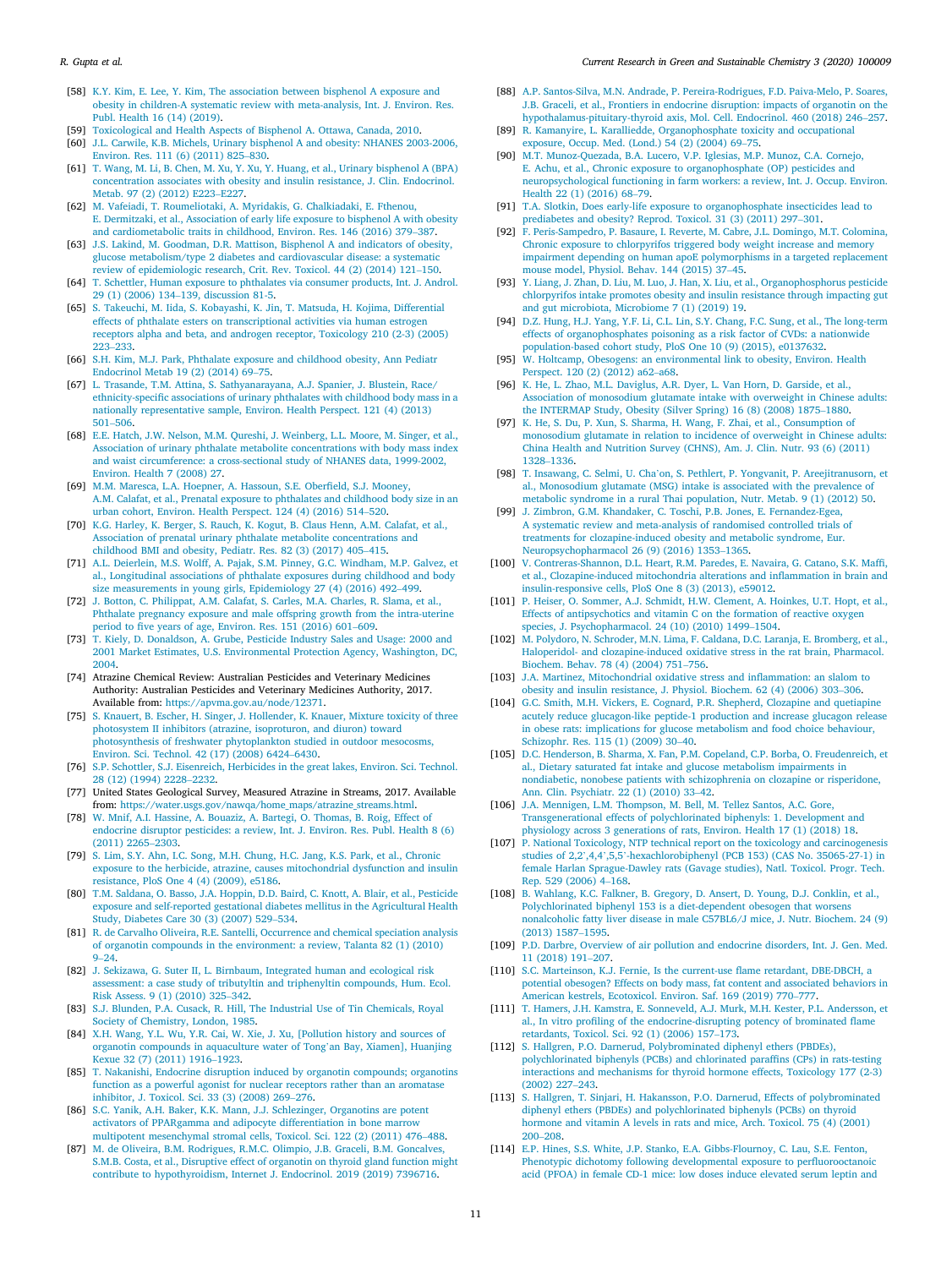[58] K.Y. Kim, E. Lee, Y. Kim, The association between bisphenol A exposure and obesity in children-A systematic review with meta-analysis, Int. J. Environ. Res. Publ. Health 16 (14) (2019).

[59] Toxicological and Health Aspects of Bisphenol A. Ottawa, Canada, 2010.

[60] J.L. Carwile, K.B. Michels, Urinary bisphenol A and obesity: NHANES 2003-2006, Environ. Res. 111 (6) (2011) 825–830.

[61] T. Wang, M. Li, B. Chen, M. Xu, Y. Xu, Y. Huang, et al., Urinary bisphenol A (BPA) concentration associates with obesity and insulin resistance, J. Clin. Endocrinol. Metab. 97 (2) (2012) E223–E227.

[62] M. Vafeiadi, T. Roumeliotaki, A. Myridakis, G. Chalkiadaki, E. Fthenou, E. Dermitzaki, et al., Association of early life exposure to bisphenol A with obesity and cardiometabolic traits in childhood, Environ. Res. 146 (2016) 379–387.

[63] J.S. Lakind, M. Goodman, D.R. Mattison, Bisphenol A and indicators of obesity, glucose metabolism/type 2 diabetes and cardiovascular disease: a systematic review of epidemiologic research, Crit. Rev. Toxicol. 44 (2) (2014) 121–150.

[64] T. Schettler, Human exposure to phthalates via consumer products, Int. J. Androl. 29 (1) (2006) 134–139, discussion 81-5.

[65] S. Takeuchi, M. Iida, S. Kobayashi, K. Jin, T. Matsuda, H. Kojima, Differential effects of phthalate esters on transcriptional activities via human estrogen receptors alpha and beta, and androgen receptor, Toxicology 210 (2-3) (2005) 223–233.

[66] S.H. Kim, M.J. Park, Phthalate exposure and childhood obesity, Ann Pediatr Endocrinol Metab 19 (2) (2014) 69–75.

[67] L. Trasande, T.M. Attina, S. Sathyanarayana, A.J. Spanier, J. Blustein, Race/ethnicity-specific associations of urinary phthalates with childhood body mass in a nationally representative sample, Environ. Health Perspect. 121 (4) (2013) 501–506.

[68] E.E. Hatch, J.W. Nelson, M.M. Qureshi, J. Weinberg, L.L. Moore, M. Singer, et al., Association of urinary phthalate metabolite concentrations with body mass index and waist circumference: a cross-sectional study of NHANES data, 1999-2002, Environ. Health 7 (2008) 27.

[69] M.M. Maresca, L.A. Hoepner, A. Hassoun, S.E. Oberfield, S.J. Mooney, A.M. Calafat, et al., Prenatal exposure to phthalates and childhood body size in an urban cohort, Environ. Health Perspect. 124 (4) (2016) 514–520.

[70] K.G. Harley, K. Berger, S. Rauch, K. Kogut, B. Claus Henn, A.M. Calafat, et al., Association of prenatal urinary phthalate metabolite concentrations and childhood BMI and obesity, Pediatr. Res. 82 (3) (2017) 405–415.

[71] A.L. Deierlein, M.S. Wolff, A. Pajak, S.M. Pinney, G.C. Windham, M.P. Galvez, et al., Longitudinal associations of phthalate exposures during childhood and body size measurements in young girls, Epidemiology 27 (4) (2016) 492–499.

[72] J. Botton, C. Philippat, A.M. Calafat, S. Carles, M.A. Charles, R. Slama, et al., Phthalate pregnancy exposure and male offspring growth from the intra-uterine period to five years of age, Environ. Res. 151 (2016) 601–609.

[73] T. Kiely, D. Donaldson, A. Grube, Pesticide Industry Sales and Usage: 2000 and 2001 Market Estimates, U.S. Environmental Protection Agency, Washington, DC, 2004.

[74] Atrazine Chemical Review: Australian Pesticides and Veterinary Medicines Authority: Australian Pesticides and Veterinary Medicines Authority, 2017. Available from: https://apvma.gov.au/node/12371.

[75] S. Knauert, B. Escher, H. Singer, J. Hollender, K. Knauer, Mixture toxicity of three photosystem II inhibitors (atrazine, isoproturon, and diuron) toward photosynthesis of freshwater phytoplankton studied in outdoor mesocosms, Environ. Sci. Technol. 42 (17) (2008) 6424–6430.

[76] S.P. Schottler, S.J. Eisenreich, Herbicides in the great lakes, Environ. Sci. Technol. 28 (12) (1994) 2228–2232.

[77] United States Geological Survey, Measured Atrazine in Streams, 2017. Available from: https://water.usgs.gov/nawqa/home_maps/atrazine_streams.html.

[78] W. Mnif, A.I. Hassine, A. Bouaziz, A. Bartegi, O. Thomas, B. Roig, Effect of endocrine disruptor pesticides: a review, Int. J. Environ. Res. Publ. Health 8 (6) (2011) 2265–2303.

[79] S. Lim, S.Y. Ahn, I.C. Song, M.H. Chung, H.C. Jang, K.S. Park, et al., Chronic exposure to the herbicide, atrazine, causes mitochondrial dysfunction and insulin resistance, PloS One 4 (4) (2009), e5186.

[80] T.M. Saldana, O. Basso, J.A. Hoppin, D.D. Baird, C. Knott, A. Blair, et al., Pesticide exposure and self-reported gestational diabetes mellitus in the Agricultural Health Study, Diabetes Care 30 (3) (2007) 529–534.

[81] R. de Carvalho Oliveira, R.E. Santelli, Occurrence and chemical speciation analysis of organotin compounds in the environment: a review, Talanta 82 (1) (2010) 9–24.

[82] J. Sekizawa, G. Suter II, L. Birnbaum, Integrated human and ecological risk assessment: a case study of tributyltin and triphenyltin compounds, Hum. Ecol. Risk Assess. 9 (1) (2010) 325–342.

[83] S.J. Blunden, P.A. Cusack, R. Hill, The Industrial Use of Tin Chemicals, Royal Society of Chemistry, London, 1985.

[84] X.H. Wang, Y.L. Wu, Y.R. Cai, W. Xie, J. Xu, [Pollution history and sources of organotin compounds in aquaculture water of Tong'an Bay, Xiamen], Huanjing Kexue 32 (7) (2011) 1916–1923.

[85] T. Nakanishi, Endocrine disruption induced by organotin compounds; organotins function as a powerful agonist for nuclear receptors rather than an aromatase inhibitor, J. Toxicol. Sci. 33 (3) (2008) 269–276.

[86] S.C. Yanik, A.H. Baker, K.K. Mann, J.J. Schlezinger, Organotins are potent activators of PPARgamma and adipocyte differentiation in bone marrow multipotent mesenchymal stromal cells, Toxicol. Sci. 122 (2) (2011) 476–488.

[87] M. de Oliveira, B.M. Rodrigues, R.M.C. Olimpio, J.B. Graceli, B.M. Goncalves, S.M.B. Costa, et al., Disruptive effect of organotin on thyroid gland function might contribute to hypothyroidism, Internet J. Endocrinol. 2019 (2019) 7396716.

[88] A.P. Santos-Silva, M.N. Andrade, P. Pereira-Rodrigues, F.D. Paiva-Melo, P. Soares, J.B. Graceli, et al., Frontiers in endocrine disruption: impacts of organotin on the hypothalamus-pituitary-thyroid axis, Mol. Cell. Endocrinol. 460 (2018) 246–257.

[89] R. Kamanyire, L. Karalliedde, Organophosphate toxicity and occupational exposure, Occup. Med. (Lond.) 54 (2) (2004) 69–75.

[90] M.T. Munoz-Quezada, B.A. Lucero, V.P. Iglesias, M.P. Munoz, C.A. Cornejo, E. Achu, et al., Chronic exposure to organophosphate (OP) pesticides and neuropsychological functioning in farm workers: a review, Int. J. Occup. Environ. Health 22 (1) (2016) 68–79.

[91] T.A. Slotkin, Does early-life exposure to organophosphate insecticides lead to prediabetes and obesity? Reprod. Toxicol. 31 (3) (2011) 297–301.

[92] F. Peris-Sampedro, P. Basaure, I. Reverte, M. Cabre, J.L. Domingo, M.T. Colomina, Chronic exposure to chlorpyrifos triggered body weight increase and memory impairment depending on human apoE polymorphisms in a targeted replacement mouse model, Physiol. Behav. 144 (2015) 37–45.

[93] Y. Liang, J. Zhan, D. Liu, M. Luo, J. Han, X. Liu, et al., Organophosphorus pesticide chlorpyrifos intake promotes obesity and insulin resistance through impacting gut and gut microbiota, Microbiome 7 (1) (2019) 19.

[94] D.Z. Hung, H.J. Yang, Y.F. Li, C.L. Lin, S.Y. Chang, F.C. Sung, et al., The long-term effects of organophosphates poisoning as a risk factor of CVDs: a nationwide population-based cohort study, PloS One 10 (9) (2015), e0137632.

[95] W. Holtcamp, Obesogens: an environmental link to obesity, Environ. Health Perspect. 120 (2) (2012) a62–a68.

[96] K. He, L. Zhao, M.L. Daviglus, A.R. Dyer, L. Van Horn, D. Garside, et al., Association of monosodium glutamate intake with overweight in Chinese adults: the INTERMAP Study, Obesity (Silver Spring) 16 (8) (2008) 1875–1880.

[97] K. He, S. Du, P. Xun, S. Sharma, H. Wang, F. Zhai, et al., Consumption of monosodium glutamate in relation to incidence of overweight in Chinese adults: China Health and Nutrition Survey (CHNS), Am. J. Clin. Nutr. 93 (6) (2011) 1328–1336.

[98] T. Insawang, C. Selmi, U. Cha'on, S. Pethlert, P. Yongvanit, P. Areejitranusorn, et al., Monosodium glutamate (MSG) intake is associated with the prevalence of metabolic syndrome in a rural Thai population, Nutr. Metab. 9 (1) (2012) 50.

[99] J. Zimbron, G.M. Khandaker, C. Toschi, P.B. Jones, E. Fernandez-Egea, A systematic review and meta-analysis of randomised controlled trials of treatments for clozapine-induced obesity and metabolic syndrome, Eur. Neuropsychopharmacol 26 (9) (2016) 1353–1365.

[100] V. Contreras-Shannon, D.L. Heart, R.M. Paredes, E. Navaira, G. Catano, S.K. Maffi, et al., Clozapine-induced mitochondria alterations and inflammation in brain and insulin-responsive cells, PloS One 8 (3) (2013), e59012.

[101] P. Heiser, O. Sommer, A.J. Schmidt, H.W. Clement, A. Hoinkes, U.T. Hopt, et al., Effects of antipsychotics and vitamin C on the formation of reactive oxygen species, J. Psychopharmacol. 24 (10) (2010) 1499–1504.

[102] M. Polydoro, N. Schroder, M.N. Lima, F. Caldana, D.C. Laranja, E. Bromberg, et al., Haloperidol- and clozapine-induced oxidative stress in the rat brain, Pharmacol. Biochem. Behav. 78 (4) (2004) 751–756.

[103] J.A. Martinez, Mitochondrial oxidative stress and inflammation: an slalom to obesity and insulin resistance, J. Physiol. Biochem. 62 (4) (2006) 303–306.

[104] G.C. Smith, M.H. Vickers, E. Cognard, P.R. Shepherd, Clozapine and quetiapine acutely reduce glucagon-like peptide-1 production and increase glucagon release in obese rats: implications for glucose metabolism and food choice behaviour, Schizophr. Res. 115 (1) (2009) 30–40.

[105] D.C. Henderson, B. Sharma, X. Fan, P.M. Copeland, C.P. Borba, O. Freudenreich, et al., Dietary saturated fat intake and glucose metabolism impairments in nondiabetic, nonobese patients with schizophrenia on clozapine or risperidone, Ann. Clin. Psychiatr. 22 (1) (2010) 33–42.

[106] J.A. Mennigen, L.M. Thompson, M. Bell, M. Tellez Santos, A.C. Gore, Transgenerational effects of polychlorinated biphenyls: 1. Development and physiology across 3 generations of rats, Environ. Health 17 (1) (2018) 18.

[107] P. National Toxicology, NTP technical report on the toxicology and carcinogenesis studies of 2,2',4,4',5,5'-hexachlorobiphenyl (PCB 153) (CAS No. 35065-27-1) in female Harlan Sprague-Dawley rats (Gavage studies), Natl. Toxicol. Progr. Tech. Rep. 529 (2006) 4–168.

[108] B. Wahlang, K.C. Falkner, B. Gregory, D. Ansert, D. Young, D.J. Conklin, et al., Polychlorinated biphenyl 153 is a diet-dependent obesogen that worsens nonalcoholic fatty liver disease in male C57BL6/J mice, J. Nutr. Biochem. 24 (9) (2013) 1587–1595.

[109] P.D. Darbre, Overview of air pollution and endocrine disorders, Int. J. Gen. Med. 11 (2018) 191–207.

[110] S.C. Marteinson, K.J. Fernie, Is the current-use flame retardant, DBE-DBCH, a potential obesogen? Effects on body mass, fat content and associated behaviors in American kestrels, Ecotoxicol. Environ. Saf. 169 (2019) 770–777.

[111] T. Hamers, J.H. Kamstra, E. Sonneveld, A.J. Murk, M.H. Kester, P.L. Andersson, et al., In vitro profiling of the endocrine-disrupting potency of brominated flame retardants, Toxicol. Sci. 92 (1) (2006) 157–173.

[112] S. Hallgren, P.O. Darnerud, Polybrominated diphenyl ethers (PBDEs), polychlorinated biphenyls (PCBs) and chlorinated paraffins (CPs) in rats-testing interactions and mechanisms for thyroid hormone effects, Toxicology 177 (2-3) (2002) 227–243.

[113] S. Hallgren, T. Sinjari, H. Hakansson, P.O. Darnerud, Effects of polybrominated diphenyl ethers (PBDEs) and polychlorinated biphenyls (PCBs) on thyroid hormone and vitamin A levels in rats and mice, Arch. Toxicol. 75 (4) (2001) 200–208.

[114] E.P. Hines, S.S. White, J.P. Stanko, E.A. Gibbs-Flournoy, C. Lau, S.E. Fenton, Phenotypic dichotomy following developmental exposure to perfluorooctanoic acid (PFOA) in female CD-1 mice: low doses induce elevated serum leptin and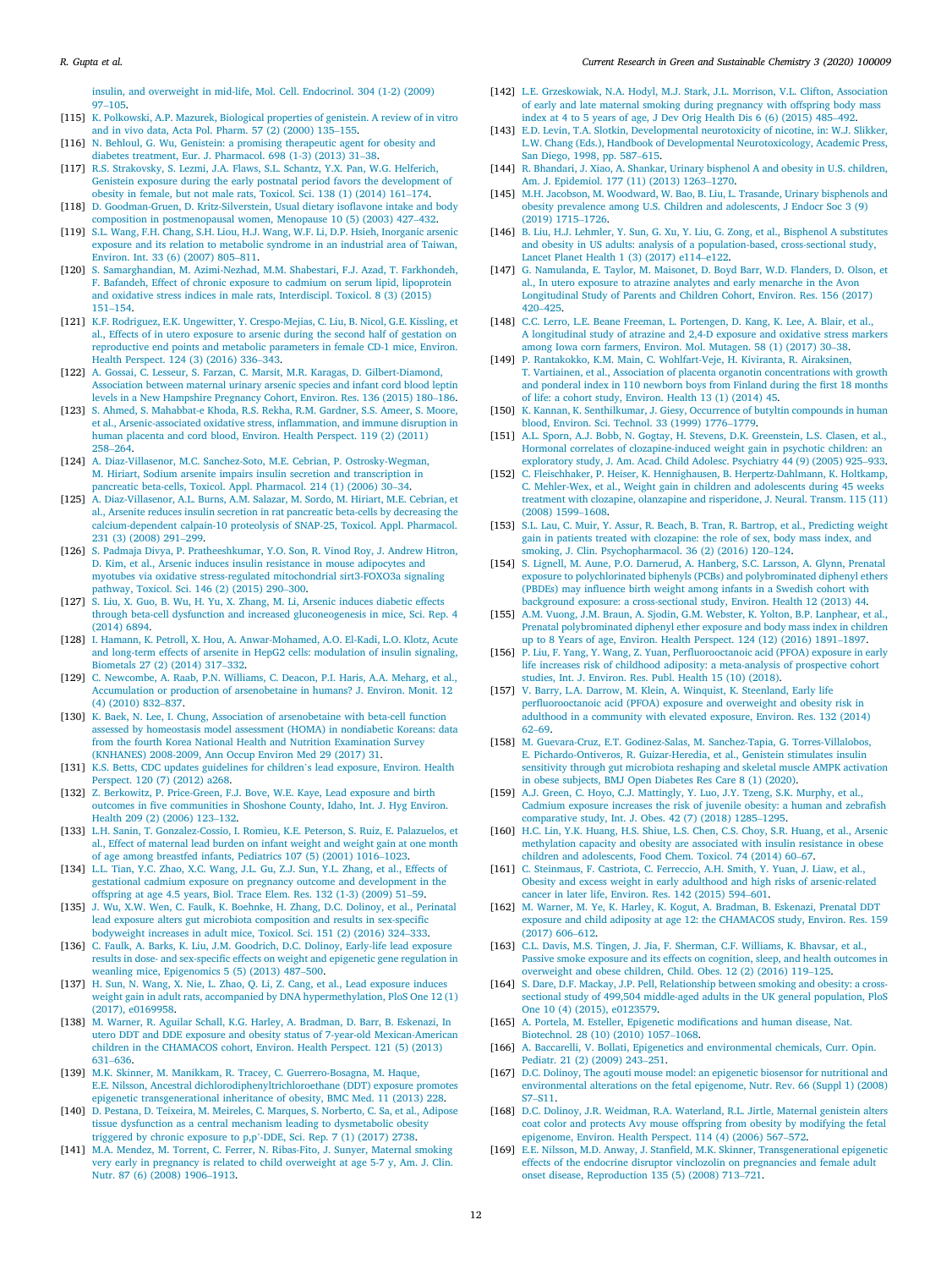insulin, and overweight in mid-life, Mol. Cell. Endocrinol. 304 (1-2) (2009) 97–105.

[115] K. Polkowski, A.P. Mazurek, Biological properties of genistein. A review of in vitro and in vivo data, Acta Pol. Pharm. 57 (2) (2000) 135–155.

[116] N. Behloul, G. Wu, Genistein: a promising therapeutic agent for obesity and diabetes treatment, Eur. J. Pharmacol. 698 (1-3) (2013) 31–38.

[117] R.S. Strakovsky, S. Lezmi, J.A. Flaws, S.L. Schantz, Y.X. Pan, W.G. Helferich, Genistein exposure during the early postnatal period favors the development of obesity in female, but not male rats, Toxicol. Sci. 138 (1) (2014) 161–174.

[118] D. Goodman-Gruen, D. Kritz-Silverstein, Usual dietary isoflavone intake and body composition in postmenopausal women, Menopause 10 (5) (2003) 427–432.

[119] S.L. Wang, F.H. Chang, S.H. Liou, H.J. Wang, W.F. Li, D.P. Hsieh, Inorganic arsenic exposure and its relation to metabolic syndrome in an industrial area of Taiwan, Environ. Int. 33 (6) (2007) 805–811.

[120] S. Samarghandian, M. Azimi-Nezhad, M.M. Shabestari, F.J. Azad, T. Farkhondeh, F. Bafandeh, Effect of chronic exposure to cadmium on serum lipid, lipoprotein and oxidative stress indices in male rats, Interdiscipl. Toxicol. 8 (3) (2015) 151–154.

[121] K.F. Rodriguez, E.K. Ungewitter, Y. Crespo-Mejias, C. Liu, B. Nicol, G.E. Kissling, et al., Effects of in utero exposure to arsenic during the second half of gestation on reproductive end points and metabolic parameters in female CD-1 mice, Environ. Health Perspect. 124 (3) (2016) 336–343.

[122] A. Gossai, C. Lesseur, S. Farzan, C. Marsit, M.R. Karagas, D. Gilbert-Diamond, Association between maternal urinary arsenic species and infant cord blood leptin levels in a New Hampshire Pregnancy Cohort, Environ. Res. 136 (2015) 180–186.

[123] S. Ahmed, S. Mahabbat-e Khoda, R.S. Rekha, R.M. Gardner, S.S. Ameer, S. Moore, et al., Arsenic-associated oxidative stress, inflammation, and immune disruption in human placenta and cord blood, Environ. Health Perspect. 119 (2) (2011) 258–264.

[124] A. Diaz-Villasenor, M.C. Sanchez-Soto, M.E. Cebrian, P. Ostrosky-Wegman, M. Hiriart, Sodium arsenite impairs insulin secretion and transcription in pancreatic beta-cells, Toxicol. Appl. Pharmacol. 214 (1) (2006) 30–34.

[125] A. Diaz-Villasenor, A.L. Burns, A.M. Salazar, M. Sordo, M. Hiriart, M.E. Cebrian, et al., Arsenite reduces insulin secretion in rat pancreatic beta-cells by decreasing the calcium-dependent calpain-10 proteolysis of SNAP-25, Toxicol. Appl. Pharmacol. 231 (3) (2008) 291–299.

[126] S. Padmaja Divya, P. Pratheeshkumar, Y.O. Son, R. Vinod Roy, J. Andrew Hitron, D. Kim, et al., Arsenic induces insulin resistance in mouse adipocytes and myotubes via oxidative stress-regulated mitochondrial sirt3-FOXO3a signaling pathway, Toxicol. Sci. 146 (2) (2015) 290–300.

[127] S. Liu, X. Guo, B. Wu, H. Yu, X. Zhang, M. Li, Arsenic induces diabetic effects through beta-cell dysfunction and increased gluconeogenesis in mice, Sci. Rep. 4 (2014) 6894.

[128] I. Hamann, K. Petroll, X. Hou, A. Anwar-Mohamed, A.O. El-Kadi, L.O. Klotz, Acute and long-term effects of arsenite in HepG2 cells: modulation of insulin signaling, Biometals 27 (2) (2014) 317–332.

[129] C. Newcombe, A. Raab, P.N. Williams, C. Deacon, P.I. Haris, A.A. Meharg, et al., Accumulation or production of arsenobetaine in humans? J. Environ. Monit. 12 (4) (2010) 832–837.

[130] K. Baek, N. Lee, I. Chung, Association of arsenobetaine with beta-cell function assessed by homeostasis model assessment (HOMA) in nondiabetic Koreans: data from the fourth Korea National Health and Nutrition Examination Survey (KNHANES) 2008-2009, Ann Occup Environ Med 29 (2017) 31.

[131] K.S. Betts, CDC updates guidelines for children's lead exposure, Environ. Health Perspect. 120 (7) (2012) a268.

[132] Z. Berkowitz, P. Price-Green, F.J. Bove, W.E. Kaye, Lead exposure and birth outcomes in five communities in Shoshone County, Idaho, Int. J. Hyg Environ. Health 209 (2) (2006) 123–132.

[133] L.H. Sanin, T. Gonzalez-Cossio, I. Romieu, K.E. Peterson, S. Ruiz, E. Palazuelos, et al., Effect of maternal lead burden on infant weight and weight gain at one month of age among breastfed infants, Pediatrics 107 (5) (2001) 1016–1023.

[134] L.L. Tian, Y.C. Zhao, X.C. Wang, J.L. Gu, Z.J. Sun, Y.L. Zhang, et al., Effects of gestational cadmium exposure on pregnancy outcome and development in the offspring at age 4.5 years, Biol. Trace Elem. Res. 132 (1-3) (2009) 51–59.

[135] J. Wu, X.W. Wen, C. Faulk, K. Boehnke, H. Zhang, D.C. Dolinoy, et al., Perinatal lead exposure alters gut microbiota composition and results in sex-specific bodyweight increases in adult mice, Toxicol. Sci. 151 (2) (2016) 324–333.

[136] C. Faulk, A. Barks, K. Liu, J.M. Goodrich, D.C. Dolinoy, Early-life lead exposure results in dose- and sex-specific effects on weight and epigenetic gene regulation in weanling mice, Epigenomics 5 (5) (2013) 487–500.

[137] H. Sun, N. Wang, X. Nie, L. Zhao, Q. Li, Z. Cang, et al., Lead exposure induces weight gain in adult rats, accompanied by DNA hypermethylation, PloS One 12 (1) (2017), e0169958.

[138] M. Warner, R. Aguilar Schall, K.G. Harley, A. Bradman, D. Barr, B. Eskenazi, In utero DDT and DDE exposure and obesity status of 7-year-old Mexican-American children in the CHAMACOS cohort, Environ. Health Perspect. 121 (5) (2013) 631–636.

[139] M.K. Skinner, M. Manikkam, R. Tracey, C. Guerrero-Bosagna, M. Haque, E.E. Nilsson, Ancestral dichlorodiphenyltrichloroethane (DDT) exposure promotes epigenetic transgenerational inheritance of obesity, BMC Med. 11 (2013) 228.

[140] D. Pestana, D. Teixeira, M. Meireles, C. Marques, S. Norberto, C. Sa, et al., Adipose tissue dysfunction as a central mechanism leading to dysmetabolic obesity triggered by chronic exposure to p,p'-DDE, Sci. Rep. 7 (1) (2017) 2738.

[141] M.A. Mendez, M. Torrent, C. Ferrer, N. Ribas-Fito, J. Sunyer, Maternal smoking very early in pregnancy is related to child overweight at age 5-7 y, Am. J. Clin. Nutr. 87 (6) (2008) 1906–1913.

[142] L.E. Grzeskowiak, N.A. Hodyl, M.J. Stark, J.L. Morrison, V.L. Clifton, Association of early and late maternal smoking during pregnancy with offspring body mass index at 4 to 5 years of age, J Dev Orig Health Dis 6 (6) (2015) 485–492.

[143] E.D. Levin, T.A. Slotkin, Developmental neurotoxicity of nicotine, in: W.J. Slikker, L.W. Chang (Eds.), Handbook of Developmental Neurotoxicology, Academic Press, San Diego, 1998, pp. 587–615.

[144] R. Bhandari, J. Xiao, A. Shankar, Urinary bisphenol A and obesity in U.S. children, Am. J. Epidemiol. 177 (11) (2013) 1263–1270.

[145] M.H. Jacobson, M. Woodward, W. Bao, B. Liu, L. Trasande, Urinary bisphenols and obesity prevalence among U.S. Children and adolescents, J Endocr Soc 3 (9) (2019) 1715–1726.

[146] B. Liu, H.J. Lehmler, Y. Sun, G. Xu, Y. Liu, G. Zong, et al., Bisphenol A substitutes and obesity in US adults: analysis of a population-based, cross-sectional study, Lancet Planet Health 1 (3) (2017) e114–e122.

[147] G. Namulanda, E. Taylor, M. Maisonet, D. Boyd Barr, W.D. Flanders, D. Olson, et al., In utero exposure to atrazine analytes and early menarche in the Avon Longitudinal Study of Parents and Children Cohort, Environ. Res. 156 (2017) 420–425.

[148] C.C. Lerro, L.E. Beane Freeman, L. Portengen, D. Kang, K. Lee, A. Blair, et al., A longitudinal study of atrazine and 2,4-D exposure and oxidative stress markers among Iowa corn farmers, Environ. Mol. Mutagen. 58 (1) (2017) 30–38.

[149] P. Rantakokko, K.M. Main, C. Wohlfart-Veje, H. Kiviranta, R. Airaksinen, T. Vartiainen, et al., Association of placenta organotin concentrations with growth and ponderal index in 110 newborn boys from Finland during the first 18 months of life: a cohort study, Environ. Health 13 (1) (2014) 45.

[150] K. Kannan, K. Senthilkumar, J. Giesy, Occurrence of butyltin compounds in human blood, Environ. Sci. Technol. 33 (1999) 1776–1779.

[151] A.L. Sporn, A.J. Bobb, N. Gogtay, H. Stevens, D.K. Greenstein, L.S. Clasen, et al., Hormonal correlates of clozapine-induced weight gain in psychotic children: an exploratory study, J. Am. Acad. Child Adolesc. Psychiatry 44 (9) (2005) 925–933.

[152] C. Fleischhaker, P. Heiser, K. Hennighausen, B. Herpertz-Dahlmann, K. Holtkamp, C. Mehler-Wex, et al., Weight gain in children and adolescents during 45 weeks treatment with clozapine, olanzapine and risperidone, J. Neural. Transm. 115 (11) (2008) 1599–1608.

[153] S.L. Lau, C. Muir, Y. Assur, R. Beach, B. Tran, R. Bartrop, et al., Predicting weight gain in patients treated with clozapine: the role of sex, body mass index, and smoking, J. Clin. Psychopharmacol. 36 (2) (2016) 120–124.

[154] S. Lignell, M. Aune, P.O. Darnerud, A. Hanberg, S.C. Larsson, A. Glynn, Prenatal exposure to polychlorinated biphenyls (PCBs) and polybrominated diphenyl ethers (PBDEs) may influence birth weight among infants in a Swedish cohort with background exposure: a cross-sectional study, Environ. Health 12 (2013) 44.

[155] A.M. Vuong, J.M. Braun, A. Sjodin, G.M. Webster, K. Yolton, B.P. Lanphear, et al., Prenatal polybrominated diphenyl ether exposure and body mass index in children up to 8 Years of age, Environ. Health Perspect. 124 (12) (2016) 1891–1897.

[156] P. Liu, F. Yang, Y. Wang, Z. Yuan, Perfluorooctanoic acid (PFOA) exposure in early life increases risk of childhood adiposity: a meta-analysis of prospective cohort studies, Int. J. Environ. Res. Publ. Health 15 (10) (2018).

[157] V. Barry, L.A. Darrow, M. Klein, A. Winquist, K. Steenland, Early life perfluorooctanoic acid (PFOA) exposure and overweight and obesity risk in adulthood in a community with elevated exposure, Environ. Res. 132 (2014) 62–69.

[158] M. Guevara-Cruz, E.T. Godinez-Salas, M. Sanchez-Tapia, G. Torres-Villalobos, E. Pichardo-Ontiveros, R. Guizar-Heredia, et al., Genistein stimulates insulin sensitivity through gut microbiota reshaping and skeletal muscle AMPK activation in obese subjects, BMJ Open Diabetes Res Care 8 (1) (2020).

[159] A.J. Green, C. Hoyo, C.J. Mattingly, Y. Luo, J.Y. Tzeng, S.K. Murphy, et al., Cadmium exposure increases the risk of juvenile obesity: a human and zebrafish comparative study, Int. J. Obes. 42 (7) (2018) 1285–1295.

[160] H.C. Lin, Y.K. Huang, H.S. Shiue, L.S. Chen, C.S. Choy, S.R. Huang, et al., Arsenic methylation capacity and obesity are associated with insulin resistance in obese children and adolescents, Food Chem. Toxicol. 74 (2014) 60–67.

[161] C. Steinmaus, F. Castriota, C. Ferreccio, A.H. Smith, Y. Yuan, J. Liaw, et al., Obesity and excess weight in early adulthood and high risks of arsenic-related cancer in later life, Environ. Res. 142 (2015) 594–601.

[162] M. Warner, M. Ye, K. Harley, K. Kogut, A. Bradman, B. Eskenazi, Prenatal DDT exposure and child adiposity at age 12: the CHAMACOS study, Environ. Res. 159 (2017) 606–612.

[163] C.L. Davis, M.S. Tingen, J. Jia, F. Sherman, C.F. Williams, K. Bhavsar, et al., Passive smoke exposure and its effects on cognition, sleep, and health outcomes in overweight and obese children, Child. Obes. 12 (2) (2016) 119–125.

[164] S. Dare, D.F. Mackay, J.P. Pell, Relationship between smoking and obesity: a cross-sectional study of 499,504 middle-aged adults in the UK general population, PloS One 10 (4) (2015), e0123579.

[165] A. Portela, M. Esteller, Epigenetic modifications and human disease, Nat. Biotechnol. 28 (10) (2010) 1057–1068.

[166] A. Baccarelli, V. Bollati, Epigenetics and environmental chemicals, Curr. Opin. Pediatr. 21 (2) (2009) 243–251.

[167] D.C. Dolinoy, The agouti mouse model: an epigenetic biosensor for nutritional and environmental alterations on the fetal epigenome, Nutr. Rev. 66 (Suppl 1) (2008) S7–S11.

[168] D.C. Dolinoy, J.R. Weidman, R.A. Waterland, R.L. Jirtle, Maternal genistein alters coat color and protects Avy mouse offspring from obesity by modifying the fetal epigenome, Environ. Health Perspect. 114 (4) (2006) 567–572.

[169] E.E. Nilsson, M.D. Anway, J. Stanfield, M.K. Skinner, Transgenerational epigenetic effects of the endocrine disruptor vinclozolin on pregnancies and female adult onset disease, Reproduction 135 (5) (2008) 713–721.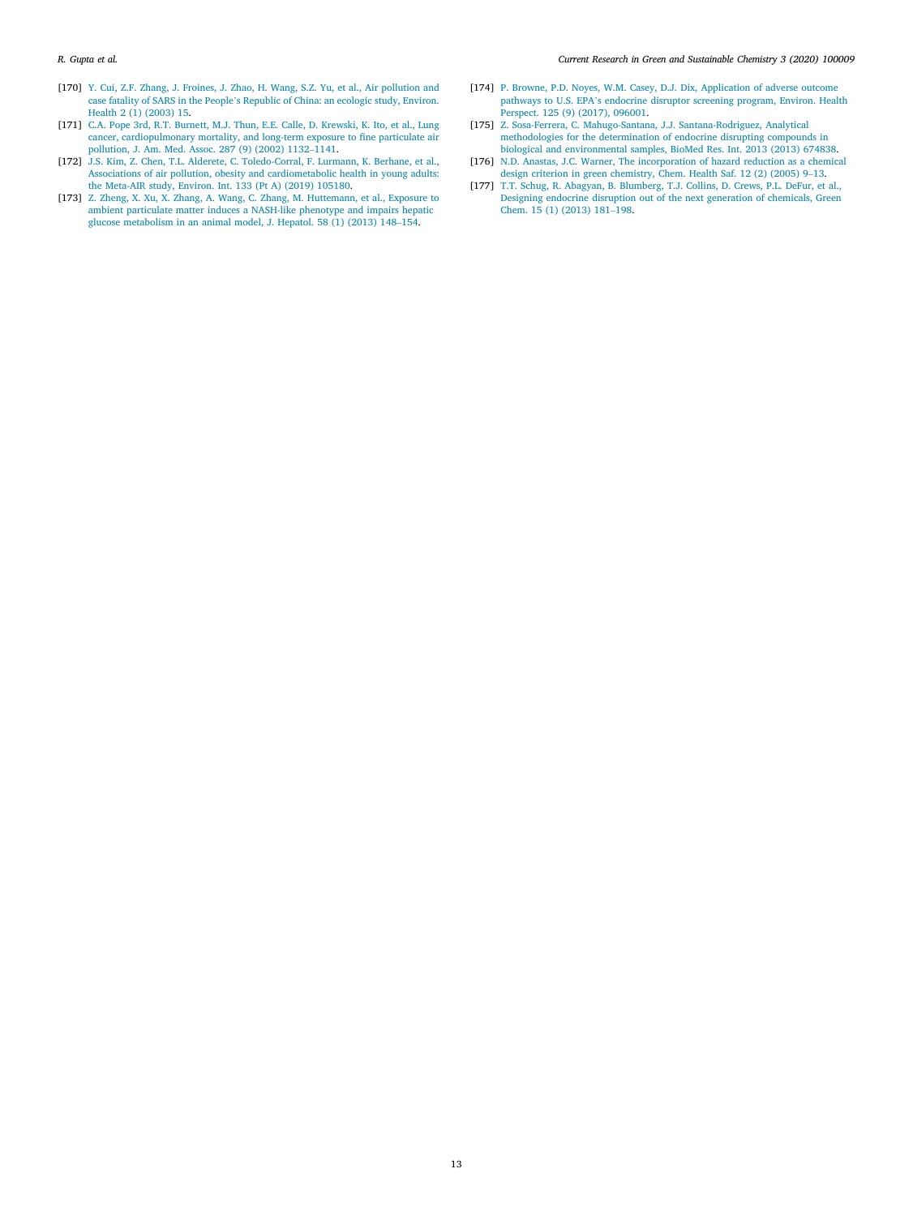[170] Y. Cui, Z.F. Zhang, J. Froines, J. Zhao, H. Wang, S.Z. Yu, et al., Air pollution and case fatality of SARS in the People's Republic of China: an ecologic study, Environ. Health 2 (1) (2003) 15.

[171] C.A. Pope 3rd, R.T. Burnett, M.J. Thun, E.E. Calle, D. Krewski, K. Ito, et al., Lung cancer, cardiopulmonary mortality, and long-term exposure to fine particulate air pollution, J. Am. Med. Assoc. 287 (9) (2002) 1132–1141.

[172] J.S. Kim, Z. Chen, T.L. Alderete, C. Toledo-Corral, F. Lurmann, K. Berhane, et al., Associations of air pollution, obesity and cardiometabolic health in young adults: the Meta-AIR study, Environ. Int. 133 (Pt A) (2019) 105180.

[173] Z. Zheng, X. Xu, X. Zhang, A. Wang, C. Zhang, M. Huttemann, et al., Exposure to ambient particulate matter induces a NASH-like phenotype and impairs hepatic glucose metabolism in an animal model, J. Hepatol. 58 (1) (2013) 148–154.

[174] P. Browne, P.D. Noyes, W.M. Casey, D.J. Dix, Application of adverse outcome pathways to U.S. EPA's endocrine disruptor screening program, Environ. Health Perspect. 125 (9) (2017), 096001.

[175] Z. Sosa-Ferrera, C. Mahugo-Santana, J.J. Santana-Rodriguez, Analytical methodologies for the determination of endocrine disrupting compounds in biological and environmental samples, BioMed Res. Int. 2013 (2013) 674838.

[176] N.D. Anastas, J.C. Warner, The incorporation of hazard reduction as a chemical design criterion in green chemistry, Chem. Health Saf. 12 (2) (2005) 9–13.

[177] T.T. Schug, R. Abagyan, B. Blumberg, T.J. Collins, D. Crews, P.L. DeFur, et al., Designing endocrine disruption out of the next generation of chemicals, Green Chem. 15 (1) (2013) 181–198.